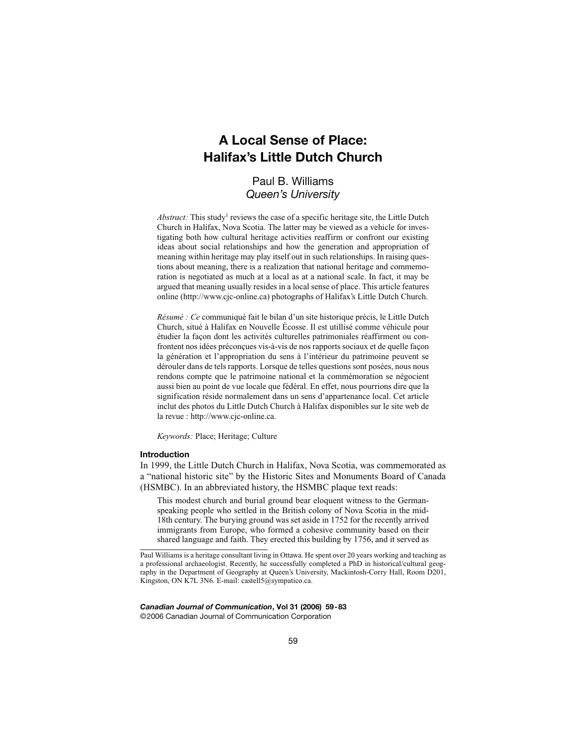# A Local Sense of Place: Halifax's Little Dutch Church

Paul B. Williams
*Queen's University*

*Abstract:* This study[1] reviews the case of a specific heritage site, the Little Dutch Church in Halifax, Nova Scotia. The latter may be viewed as a vehicle for investigating both how cultural heritage activities reaffirm or confront our existing ideas about social relationships and how the generation and appropriation of meaning within heritage may play itself out in such relationships. In raising questions about meaning, there is a realization that national heritage and commemoration is negotiated as much at a local as at a national scale. In fact, it may be argued that meaning usually resides in a local sense of place. This article features online (http://www.cjc-online.ca) photographs of Halifax's Little Dutch Church.

*Résumé : Ce* communiqué fait le bilan d'un site historique précis, le Little Dutch Church, situé à Halifax en Nouvelle Ècosse. Il est utillisé comme véhicule pour étudier la façon dont les activités culturelles patrimoniales réaffirment ou confrontent nos idées préconçues vis-à-vis de nos rapports sociaux et de quelle façon la génération et l'appropriation du sens à l'intérieur du patrimoine peuvent se dérouler dans de tels rapports. Lorsque de telles questions sont posées, nous nous rendons compte que le patrimoine national et la commémoration se négocient aussi bien au point de vue locale que fédéral. En effet, nous pourrions dire que la signification réside normalement dans un sens d'appartenance local. Cet article inclut des photos du Little Dutch Church à Halifax disponibles sur le site web de la revue : http://www.cjc-online.ca.

*Keywords:* Place; Heritage; Culture

## Introduction

In 1999, the Little Dutch Church in Halifax, Nova Scotia, was commemorated as a "national historic site" by the Historic Sites and Monuments Board of Canada (HSMBC). In an abbreviated history, the HSMBC plaque text reads:

> This modest church and burial ground bear eloquent witness to the German-speaking people who settled in the British colony of Nova Scotia in the mid-18th century. The burying ground was set aside in 1752 for the recently arrived immigrants from Europe, who formed a cohesive community based on their shared language and faith. They erected this building by 1756, and it served as

---

Paul Williams is a heritage consultant living in Ottawa. He spent over 20 years working and teaching as a professional archaeologist. Recently, he successfully completed a PhD in historical/cultural geography in the Department of Geography at Queen's University, Mackintosh-Corry Hall, Room D201, Kingston, ON K7L 3N6. E-mail: castell5@sympatico.ca.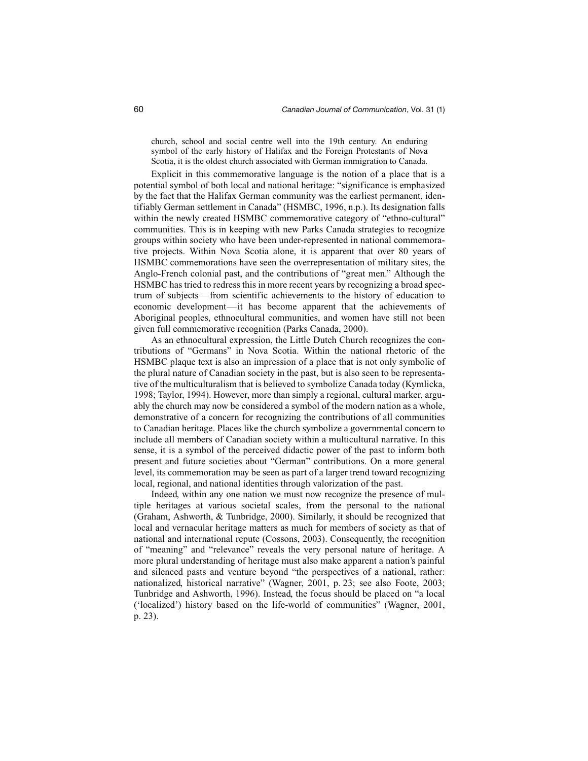> church, school and social centre well into the 19th century. An enduring symbol of the early history of Halifax and the Foreign Protestants of Nova Scotia, it is the oldest church associated with German immigration to Canada.

Explicit in this commemorative language is the notion of a place that is a potential symbol of both local and national heritage: "significance is emphasized by the fact that the Halifax German community was the earliest permanent, identifiably German settlement in Canada" (HSMBC, 1996, n.p.). Its designation falls within the newly created HSMBC commemorative category of "ethno-cultural" communities. This is in keeping with new Parks Canada strategies to recognize groups within society who have been under-represented in national commemorative projects. Within Nova Scotia alone, it is apparent that over 80 years of HSMBC commemorations have seen the overrepresentation of military sites, the Anglo-French colonial past, and the contributions of "great men." Although the HSMBC has tried to redress this in more recent years by recognizing a broad spectrum of subjects—from scientific achievements to the history of education to economic development—it has become apparent that the achievements of Aboriginal peoples, ethnocultural communities, and women have still not been given full commemorative recognition (Parks Canada, 2000).

As an ethnocultural expression, the Little Dutch Church recognizes the contributions of "Germans" in Nova Scotia. Within the national rhetoric of the HSMBC plaque text is also an impression of a place that is not only symbolic of the plural nature of Canadian society in the past, but is also seen to be representative of the multiculturalism that is believed to symbolize Canada today (Kymlicka, 1998; Taylor, 1994). However, more than simply a regional, cultural marker, arguably the church may now be considered a symbol of the modern nation as a whole, demonstrative of a concern for recognizing the contributions of all communities to Canadian heritage. Places like the church symbolize a governmental concern to include all members of Canadian society within a multicultural narrative. In this sense, it is a symbol of the perceived didactic power of the past to inform both present and future societies about "German" contributions. On a more general level, its commemoration may be seen as part of a larger trend toward recognizing local, regional, and national identities through valorization of the past.

Indeed, within any one nation we must now recognize the presence of multiple heritages at various societal scales, from the personal to the national (Graham, Ashworth, & Tunbridge, 2000). Similarly, it should be recognized that local and vernacular heritage matters as much for members of society as that of national and international repute (Cossons, 2003). Consequently, the recognition of "meaning" and "relevance" reveals the very personal nature of heritage. A more plural understanding of heritage must also make apparent a nation's painful and silenced pasts and venture beyond "the perspectives of a national, rather: nationalized, historical narrative" (Wagner, 2001, p. 23; see also Foote, 2003; Tunbridge and Ashworth, 1996). Instead, the focus should be placed on "a local ('localized') history based on the life-world of communities" (Wagner, 2001, p. 23).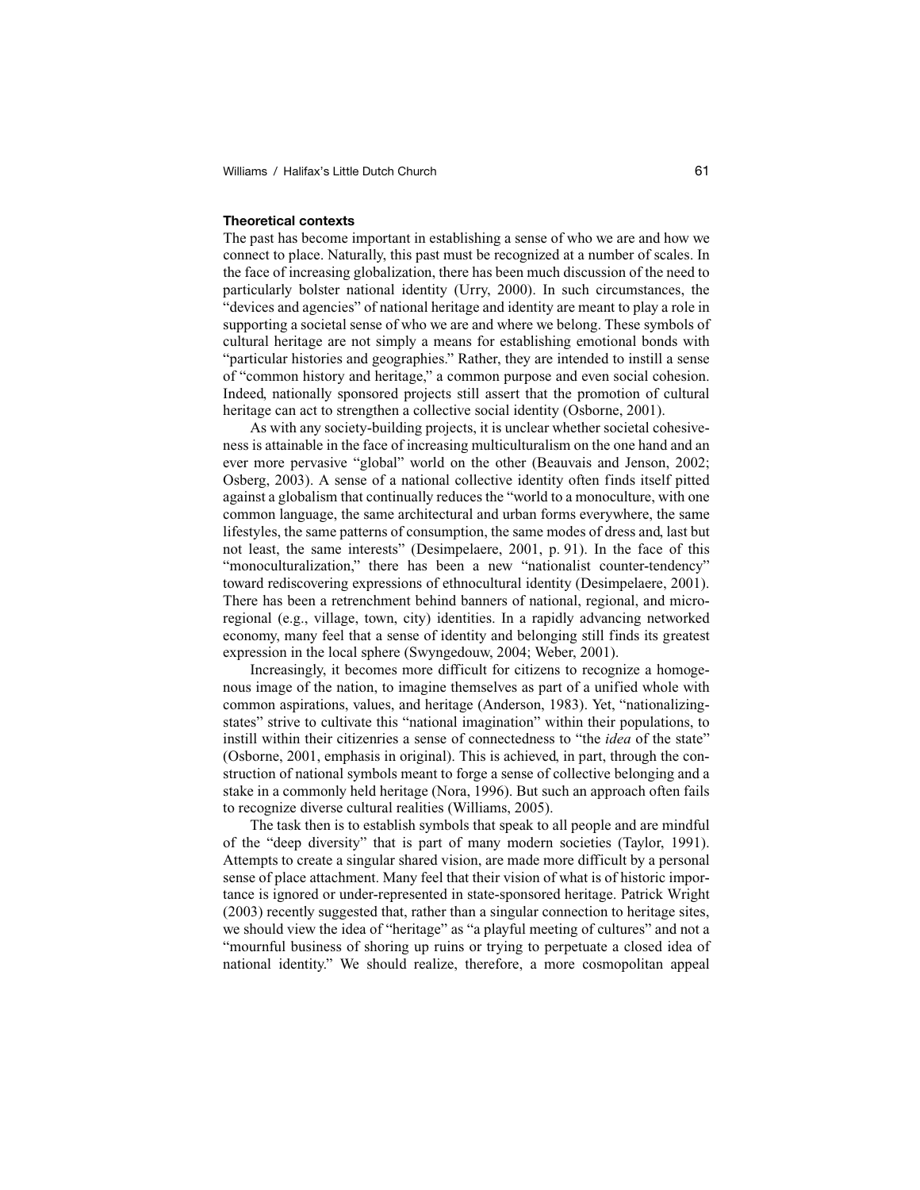### Theoretical contexts

The past has become important in establishing a sense of who we are and how we connect to place. Naturally, this past must be recognized at a number of scales. In the face of increasing globalization, there has been much discussion of the need to particularly bolster national identity (Urry, 2000). In such circumstances, the "devices and agencies" of national heritage and identity are meant to play a role in supporting a societal sense of who we are and where we belong. These symbols of cultural heritage are not simply a means for establishing emotional bonds with "particular histories and geographies." Rather, they are intended to instill a sense of "common history and heritage," a common purpose and even social cohesion. Indeed, nationally sponsored projects still assert that the promotion of cultural heritage can act to strengthen a collective social identity (Osborne, 2001).

As with any society-building projects, it is unclear whether societal cohesiveness is attainable in the face of increasing multiculturalism on the one hand and an ever more pervasive "global" world on the other (Beauvais and Jenson, 2002; Osberg, 2003). A sense of a national collective identity often finds itself pitted against a globalism that continually reduces the "world to a monoculture, with one common language, the same architectural and urban forms everywhere, the same lifestyles, the same patterns of consumption, the same modes of dress and, last but not least, the same interests" (Desimpelaere, 2001, p. 91). In the face of this "monoculturalization," there has been a new "nationalist counter-tendency" toward rediscovering expressions of ethnocultural identity (Desimpelaere, 2001). There has been a retrenchment behind banners of national, regional, and micro-regional (e.g., village, town, city) identities. In a rapidly advancing networked economy, many feel that a sense of identity and belonging still finds its greatest expression in the local sphere (Swyngedouw, 2004; Weber, 2001).

Increasingly, it becomes more difficult for citizens to recognize a homogenous image of the nation, to imagine themselves as part of a unified whole with common aspirations, values, and heritage (Anderson, 1983). Yet, "nationalizing-states" strive to cultivate this "national imagination" within their populations, to instill within their citizenries a sense of connectedness to "the *idea* of the state" (Osborne, 2001, emphasis in original). This is achieved, in part, through the construction of national symbols meant to forge a sense of collective belonging and a stake in a commonly held heritage (Nora, 1996). But such an approach often fails to recognize diverse cultural realities (Williams, 2005).

The task then is to establish symbols that speak to all people and are mindful of the "deep diversity" that is part of many modern societies (Taylor, 1991). Attempts to create a singular shared vision, are made more difficult by a personal sense of place attachment. Many feel that their vision of what is of historic importance is ignored or under-represented in state-sponsored heritage. Patrick Wright (2003) recently suggested that, rather than a singular connection to heritage sites, we should view the idea of "heritage" as "a playful meeting of cultures" and not a "mournful business of shoring up ruins or trying to perpetuate a closed idea of national identity." We should realize, therefore, a more cosmopolitan appeal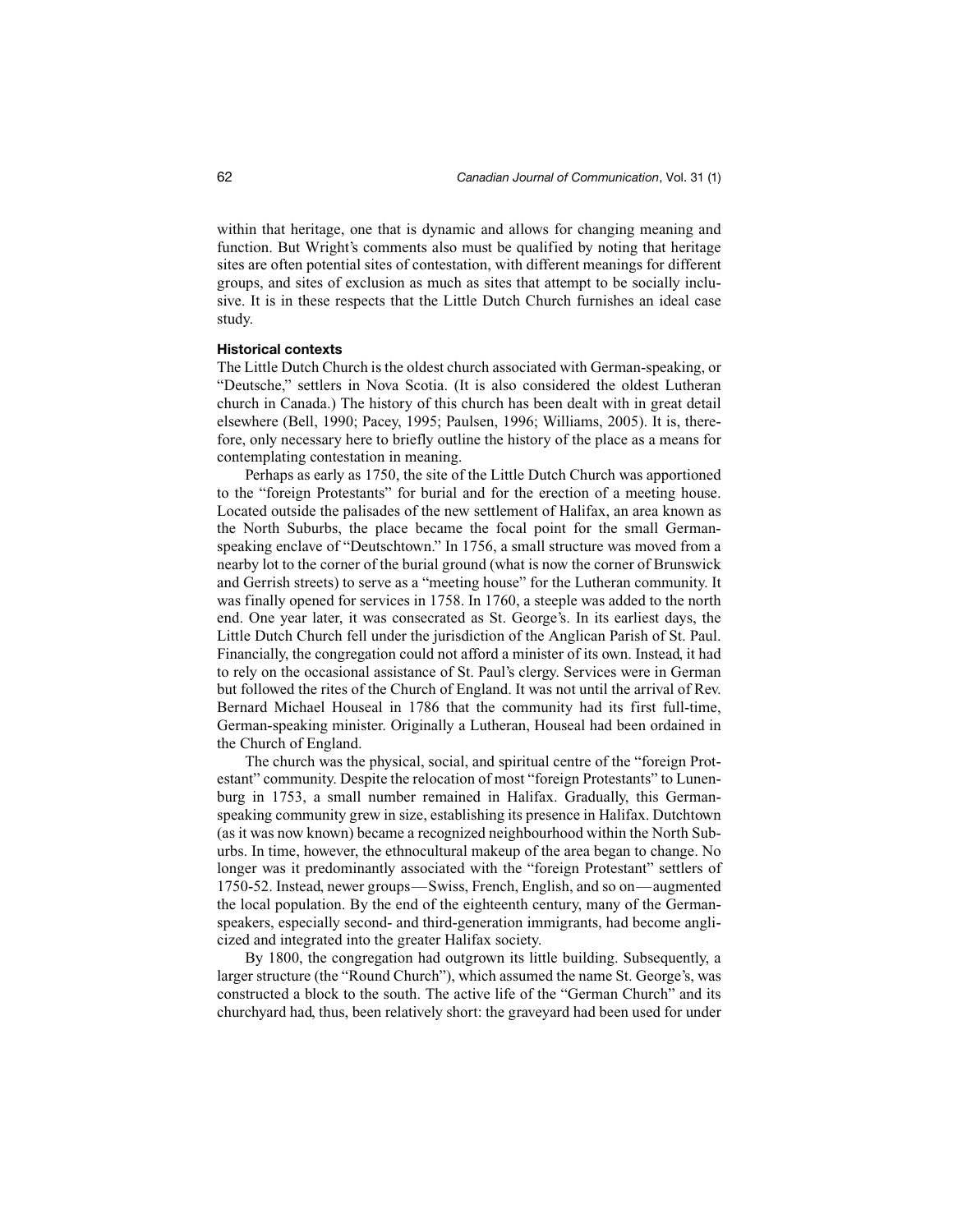within that heritage, one that is dynamic and allows for changing meaning and function. But Wright's comments also must be qualified by noting that heritage sites are often potential sites of contestation, with different meanings for different groups, and sites of exclusion as much as sites that attempt to be socially inclusive. It is in these respects that the Little Dutch Church furnishes an ideal case study.

### Historical contexts

The Little Dutch Church is the oldest church associated with German-speaking, or "Deutsche," settlers in Nova Scotia. (It is also considered the oldest Lutheran church in Canada.) The history of this church has been dealt with in great detail elsewhere (Bell, 1990; Pacey, 1995; Paulsen, 1996; Williams, 2005). It is, therefore, only necessary here to briefly outline the history of the place as a means for contemplating contestation in meaning.

Perhaps as early as 1750, the site of the Little Dutch Church was apportioned to the "foreign Protestants" for burial and for the erection of a meeting house. Located outside the palisades of the new settlement of Halifax, an area known as the North Suburbs, the place became the focal point for the small German-speaking enclave of "Deutschtown." In 1756, a small structure was moved from a nearby lot to the corner of the burial ground (what is now the corner of Brunswick and Gerrish streets) to serve as a "meeting house" for the Lutheran community. It was finally opened for services in 1758. In 1760, a steeple was added to the north end. One year later, it was consecrated as St. George's. In its earliest days, the Little Dutch Church fell under the jurisdiction of the Anglican Parish of St. Paul. Financially, the congregation could not afford a minister of its own. Instead, it had to rely on the occasional assistance of St. Paul's clergy. Services were in German but followed the rites of the Church of England. It was not until the arrival of Rev. Bernard Michael Houseal in 1786 that the community had its first full-time, German-speaking minister. Originally a Lutheran, Houseal had been ordained in the Church of England.

The church was the physical, social, and spiritual centre of the "foreign Protestant" community. Despite the relocation of most "foreign Protestants" to Lunenburg in 1753, a small number remained in Halifax. Gradually, this German-speaking community grew in size, establishing its presence in Halifax. Dutchtown (as it was now known) became a recognized neighbourhood within the North Suburbs. In time, however, the ethnocultural makeup of the area began to change. No longer was it predominantly associated with the "foreign Protestant" settlers of 1750-52. Instead, newer groups—Swiss, French, English, and so on—augmented the local population. By the end of the eighteenth century, many of the German-speakers, especially second- and third-generation immigrants, had become anglicized and integrated into the greater Halifax society.

By 1800, the congregation had outgrown its little building. Subsequently, a larger structure (the "Round Church"), which assumed the name St. George's, was constructed a block to the south. The active life of the "German Church" and its churchyard had, thus, been relatively short: the graveyard had been used for under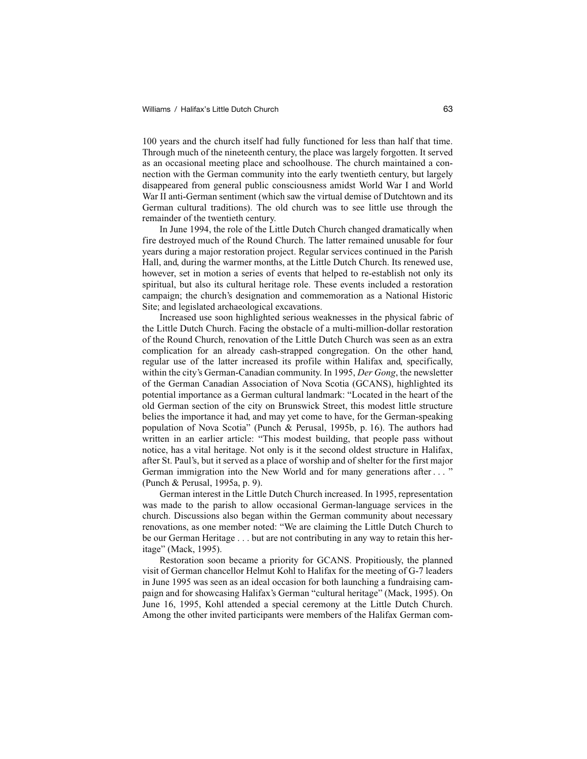100 years and the church itself had fully functioned for less than half that time. Through much of the nineteenth century, the place was largely forgotten. It served as an occasional meeting place and schoolhouse. The church maintained a connection with the German community into the early twentieth century, but largely disappeared from general public consciousness amidst World War I and World War II anti-German sentiment (which saw the virtual demise of Dutchtown and its German cultural traditions). The old church was to see little use through the remainder of the twentieth century.

In June 1994, the role of the Little Dutch Church changed dramatically when fire destroyed much of the Round Church. The latter remained unusable for four years during a major restoration project. Regular services continued in the Parish Hall, and, during the warmer months, at the Little Dutch Church. Its renewed use, however, set in motion a series of events that helped to re-establish not only its spiritual, but also its cultural heritage role. These events included a restoration campaign; the church's designation and commemoration as a National Historic Site; and legislated archaeological excavations.

Increased use soon highlighted serious weaknesses in the physical fabric of the Little Dutch Church. Facing the obstacle of a multi-million-dollar restoration of the Round Church, renovation of the Little Dutch Church was seen as an extra complication for an already cash-strapped congregation. On the other hand, regular use of the latter increased its profile within Halifax and, specifically, within the city's German-Canadian community. In 1995, *Der Gong*, the newsletter of the German Canadian Association of Nova Scotia (GCANS), highlighted its potential importance as a German cultural landmark: "Located in the heart of the old German section of the city on Brunswick Street, this modest little structure belies the importance it had, and may yet come to have, for the German-speaking population of Nova Scotia" (Punch & Perusal, 1995b, p. 16). The authors had written in an earlier article: "This modest building, that people pass without notice, has a vital heritage. Not only is it the second oldest structure in Halifax, after St. Paul's, but it served as a place of worship and of shelter for the first major German immigration into the New World and for many generations after . . . " (Punch & Perusal, 1995a, p. 9).

German interest in the Little Dutch Church increased. In 1995, representation was made to the parish to allow occasional German-language services in the church. Discussions also began within the German community about necessary renovations, as one member noted: "We are claiming the Little Dutch Church to be our German Heritage . . . but are not contributing in any way to retain this heritage" (Mack, 1995).

Restoration soon became a priority for GCANS. Propitiously, the planned visit of German chancellor Helmut Kohl to Halifax for the meeting of G-7 leaders in June 1995 was seen as an ideal occasion for both launching a fundraising campaign and for showcasing Halifax's German "cultural heritage" (Mack, 1995). On June 16, 1995, Kohl attended a special ceremony at the Little Dutch Church. Among the other invited participants were members of the Halifax German com-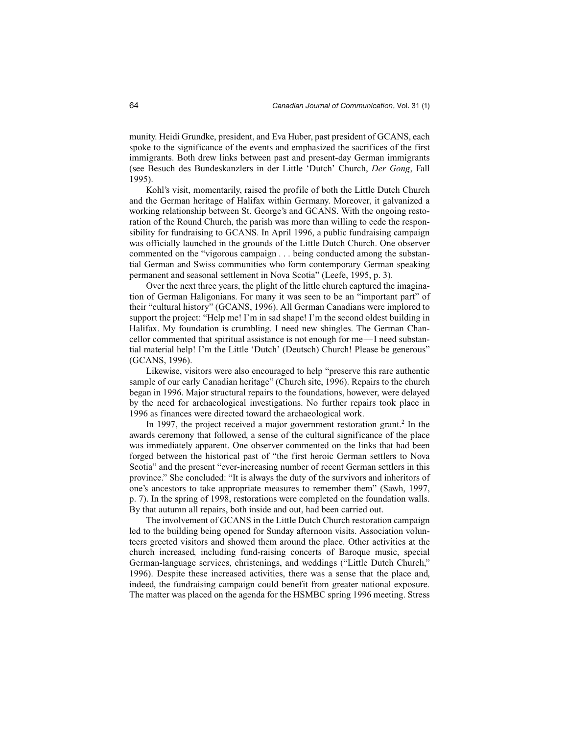munity. Heidi Grundke, president, and Eva Huber, past president of GCANS, each spoke to the significance of the events and emphasized the sacrifices of the first immigrants. Both drew links between past and present-day German immigrants (see Besuch des Bundeskanzlers in der Little 'Dutch' Church, *Der Gong*, Fall 1995).

Kohl's visit, momentarily, raised the profile of both the Little Dutch Church and the German heritage of Halifax within Germany. Moreover, it galvanized a working relationship between St. George's and GCANS. With the ongoing restoration of the Round Church, the parish was more than willing to cede the responsibility for fundraising to GCANS. In April 1996, a public fundraising campaign was officially launched in the grounds of the Little Dutch Church. One observer commented on the "vigorous campaign . . . being conducted among the substantial German and Swiss communities who form contemporary German speaking permanent and seasonal settlement in Nova Scotia" (Leefe, 1995, p. 3).

Over the next three years, the plight of the little church captured the imagination of German Haligonians. For many it was seen to be an "important part" of their "cultural history" (GCANS, 1996). All German Canadians were implored to support the project: "Help me! I'm in sad shape! I'm the second oldest building in Halifax. My foundation is crumbling. I need new shingles. The German Chancellor commented that spiritual assistance is not enough for me—I need substantial material help! I'm the Little 'Dutch' (Deutsch) Church! Please be generous" (GCANS, 1996).

Likewise, visitors were also encouraged to help "preserve this rare authentic sample of our early Canadian heritage" (Church site, 1996). Repairs to the church began in 1996. Major structural repairs to the foundations, however, were delayed by the need for archaeological investigations. No further repairs took place in 1996 as finances were directed toward the archaeological work.

In 1997, the project received a major government restoration grant.[2] In the awards ceremony that followed, a sense of the cultural significance of the place was immediately apparent. One observer commented on the links that had been forged between the historical past of "the first heroic German settlers to Nova Scotia" and the present "ever-increasing number of recent German settlers in this province." She concluded: "It is always the duty of the survivors and inheritors of one's ancestors to take appropriate measures to remember them" (Sawh, 1997, p. 7). In the spring of 1998, restorations were completed on the foundation walls. By that autumn all repairs, both inside and out, had been carried out.

The involvement of GCANS in the Little Dutch Church restoration campaign led to the building being opened for Sunday afternoon visits. Association volunteers greeted visitors and showed them around the place. Other activities at the church increased, including fund-raising concerts of Baroque music, special German-language services, christenings, and weddings ("Little Dutch Church," 1996). Despite these increased activities, there was a sense that the place and, indeed, the fundraising campaign could benefit from greater national exposure. The matter was placed on the agenda for the HSMBC spring 1996 meeting. Stress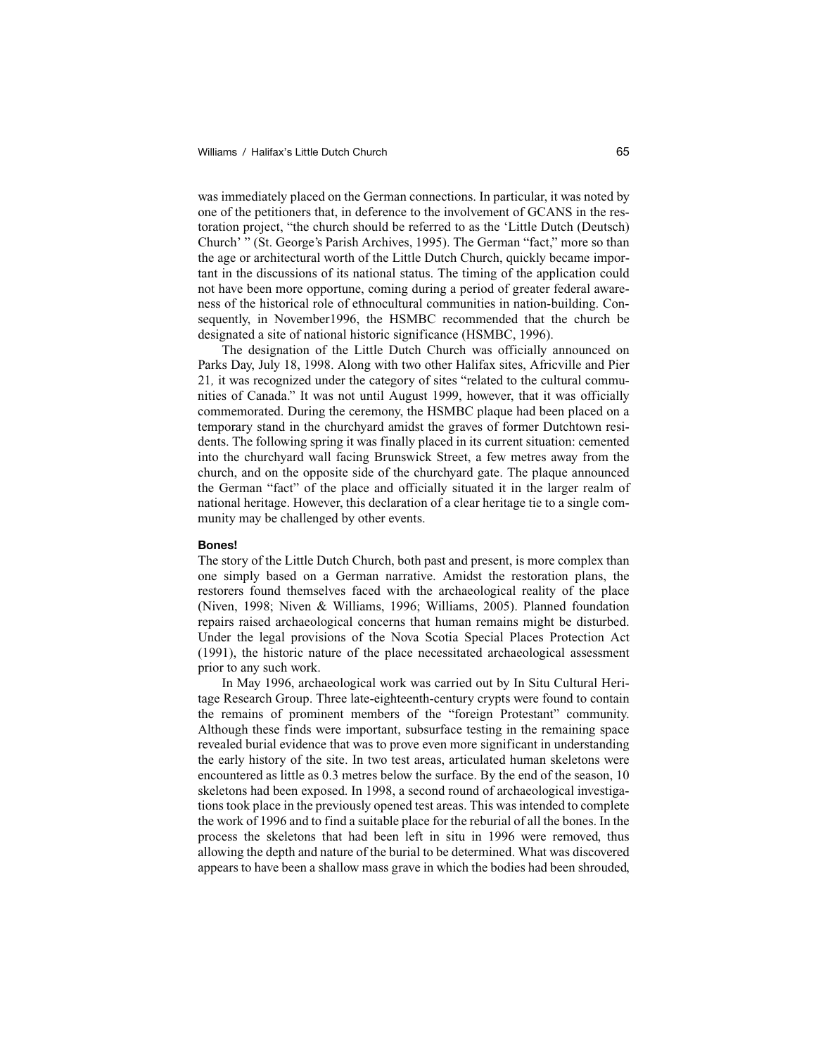was immediately placed on the German connections. In particular, it was noted by one of the petitioners that, in deference to the involvement of GCANS in the restoration project, "the church should be referred to as the 'Little Dutch (Deutsch) Church' " (St. George's Parish Archives, 1995). The German "fact," more so than the age or architectural worth of the Little Dutch Church, quickly became important in the discussions of its national status. The timing of the application could not have been more opportune, coming during a period of greater federal awareness of the historical role of ethnocultural communities in nation-building. Consequently, in November1996, the HSMBC recommended that the church be designated a site of national historic significance (HSMBC, 1996).

The designation of the Little Dutch Church was officially announced on Parks Day, July 18, 1998. Along with two other Halifax sites, Africville and Pier 21*,* it was recognized under the category of sites "related to the cultural communities of Canada." It was not until August 1999, however, that it was officially commemorated. During the ceremony, the HSMBC plaque had been placed on a temporary stand in the churchyard amidst the graves of former Dutchtown residents. The following spring it was finally placed in its current situation: cemented into the churchyard wall facing Brunswick Street, a few metres away from the church, and on the opposite side of the churchyard gate. The plaque announced the German "fact" of the place and officially situated it in the larger realm of national heritage. However, this declaration of a clear heritage tie to a single community may be challenged by other events.

#### Bones!

The story of the Little Dutch Church, both past and present, is more complex than one simply based on a German narrative. Amidst the restoration plans, the restorers found themselves faced with the archaeological reality of the place (Niven, 1998; Niven & Williams, 1996; Williams, 2005). Planned foundation repairs raised archaeological concerns that human remains might be disturbed. Under the legal provisions of the Nova Scotia Special Places Protection Act (1991), the historic nature of the place necessitated archaeological assessment prior to any such work.

In May 1996, archaeological work was carried out by In Situ Cultural Heritage Research Group. Three late-eighteenth-century crypts were found to contain the remains of prominent members of the "foreign Protestant" community. Although these finds were important, subsurface testing in the remaining space revealed burial evidence that was to prove even more significant in understanding the early history of the site. In two test areas, articulated human skeletons were encountered as little as 0.3 metres below the surface. By the end of the season, 10 skeletons had been exposed. In 1998, a second round of archaeological investigations took place in the previously opened test areas. This was intended to complete the work of 1996 and to find a suitable place for the reburial of all the bones. In the process the skeletons that had been left in situ in 1996 were removed, thus allowing the depth and nature of the burial to be determined. What was discovered appears to have been a shallow mass grave in which the bodies had been shrouded,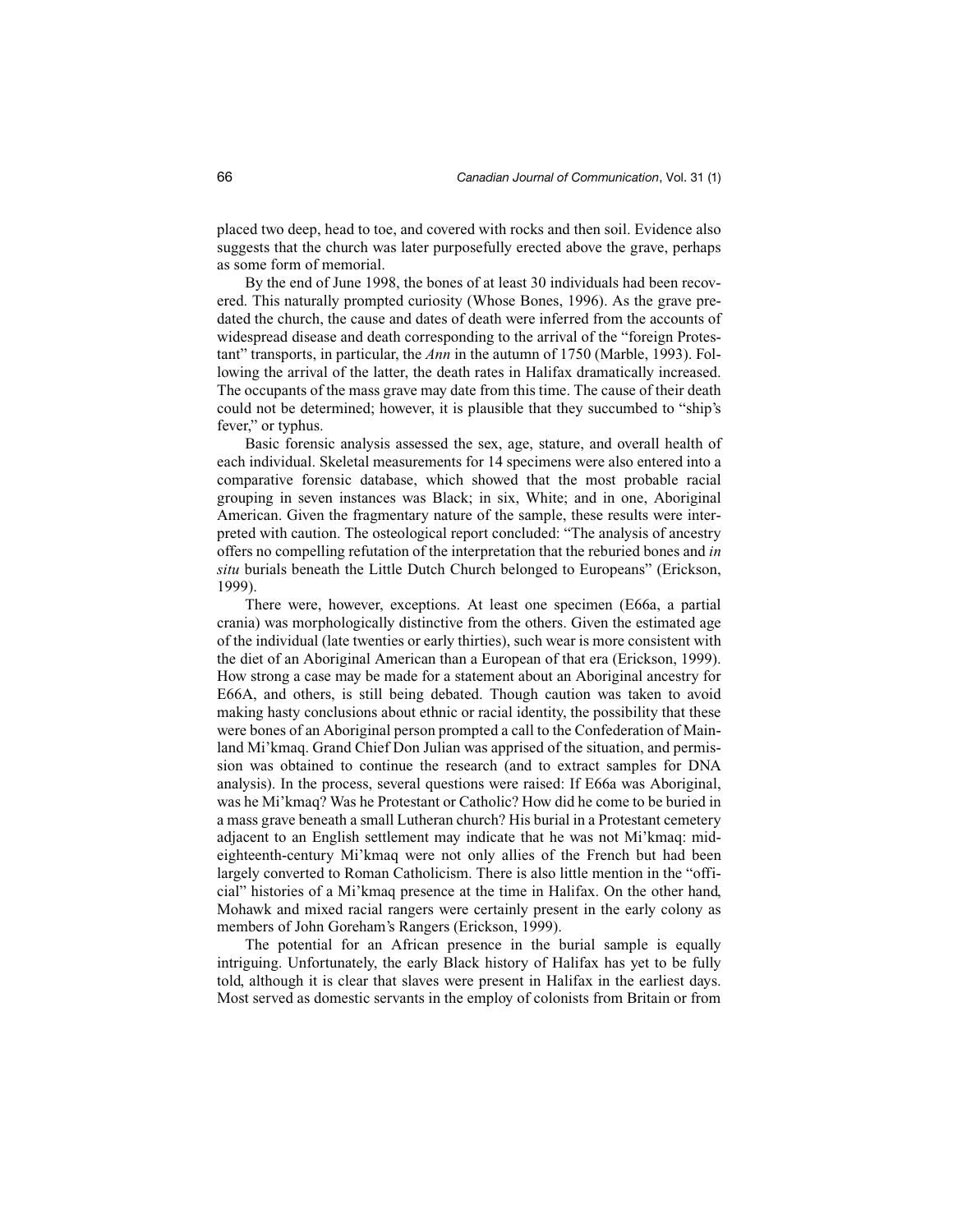placed two deep, head to toe, and covered with rocks and then soil. Evidence also suggests that the church was later purposefully erected above the grave, perhaps as some form of memorial.

By the end of June 1998, the bones of at least 30 individuals had been recovered. This naturally prompted curiosity (Whose Bones, 1996). As the grave predated the church, the cause and dates of death were inferred from the accounts of widespread disease and death corresponding to the arrival of the "foreign Protestant" transports, in particular, the *Ann* in the autumn of 1750 (Marble, 1993). Following the arrival of the latter, the death rates in Halifax dramatically increased. The occupants of the mass grave may date from this time. The cause of their death could not be determined; however, it is plausible that they succumbed to "ship's fever," or typhus.

Basic forensic analysis assessed the sex, age, stature, and overall health of each individual. Skeletal measurements for 14 specimens were also entered into a comparative forensic database, which showed that the most probable racial grouping in seven instances was Black; in six, White; and in one, Aboriginal American. Given the fragmentary nature of the sample, these results were interpreted with caution. The osteological report concluded: "The analysis of ancestry offers no compelling refutation of the interpretation that the reburied bones and *in situ* burials beneath the Little Dutch Church belonged to Europeans" (Erickson, 1999).

There were, however, exceptions. At least one specimen (E66a, a partial crania) was morphologically distinctive from the others. Given the estimated age of the individual (late twenties or early thirties), such wear is more consistent with the diet of an Aboriginal American than a European of that era (Erickson, 1999). How strong a case may be made for a statement about an Aboriginal ancestry for E66A, and others, is still being debated. Though caution was taken to avoid making hasty conclusions about ethnic or racial identity, the possibility that these were bones of an Aboriginal person prompted a call to the Confederation of Mainland Mi'kmaq. Grand Chief Don Julian was apprised of the situation, and permission was obtained to continue the research (and to extract samples for DNA analysis). In the process, several questions were raised: If E66a was Aboriginal, was he Mi'kmaq? Was he Protestant or Catholic? How did he come to be buried in a mass grave beneath a small Lutheran church? His burial in a Protestant cemetery adjacent to an English settlement may indicate that he was not Mi'kmaq: mid-eighteenth-century Mi'kmaq were not only allies of the French but had been largely converted to Roman Catholicism. There is also little mention in the "official" histories of a Mi'kmaq presence at the time in Halifax. On the other hand, Mohawk and mixed racial rangers were certainly present in the early colony as members of John Goreham's Rangers (Erickson, 1999).

The potential for an African presence in the burial sample is equally intriguing. Unfortunately, the early Black history of Halifax has yet to be fully told, although it is clear that slaves were present in Halifax in the earliest days. Most served as domestic servants in the employ of colonists from Britain or from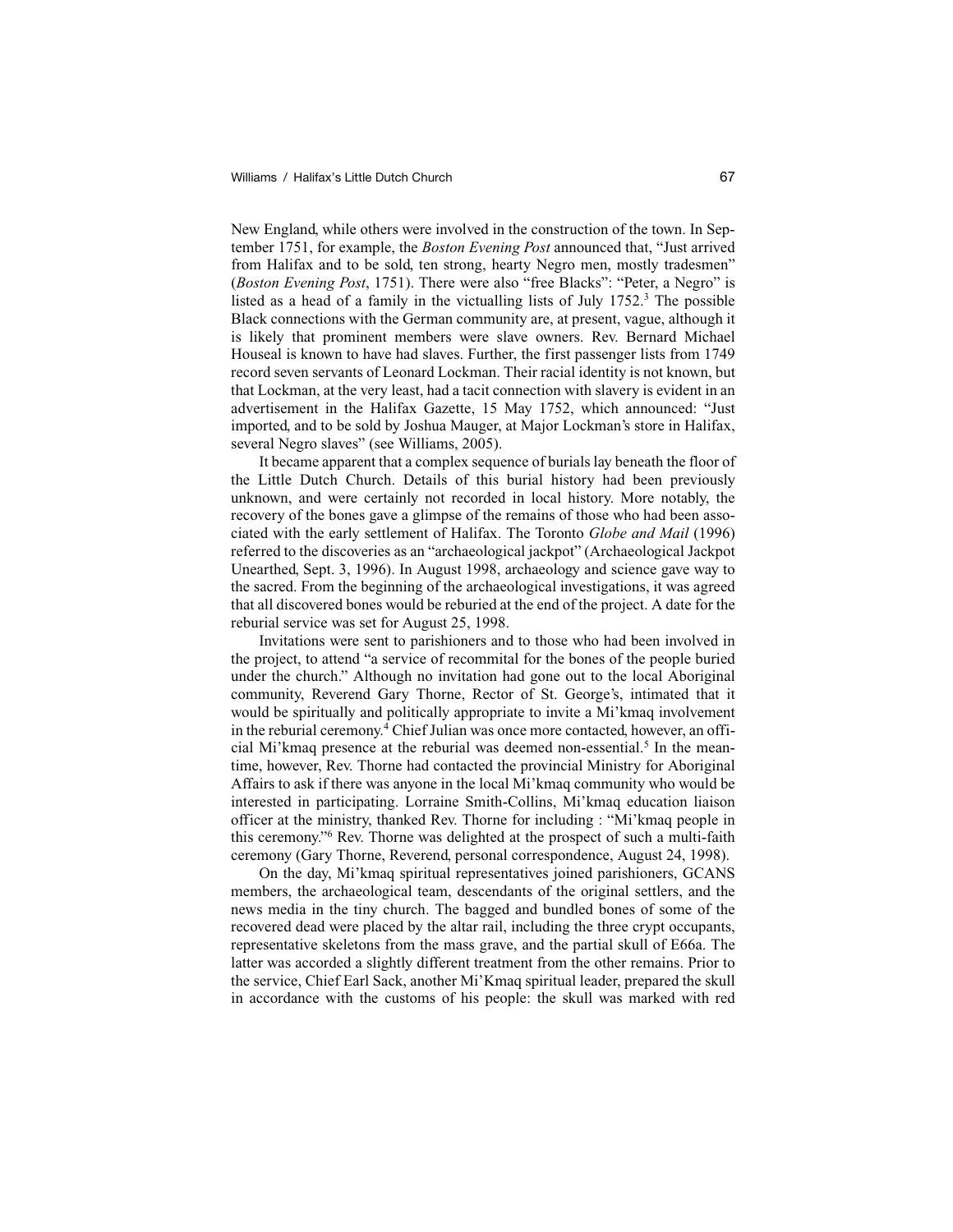New England, while others were involved in the construction of the town. In September 1751, for example, the *Boston Evening Post* announced that, "Just arrived from Halifax and to be sold, ten strong, hearty Negro men, mostly tradesmen" (*Boston Evening Post*, 1751). There were also "free Blacks": "Peter, a Negro" is listed as a head of a family in the victualling lists of July 1752.[3] The possible Black connections with the German community are, at present, vague, although it is likely that prominent members were slave owners. Rev. Bernard Michael Houseal is known to have had slaves. Further, the first passenger lists from 1749 record seven servants of Leonard Lockman. Their racial identity is not known, but that Lockman, at the very least, had a tacit connection with slavery is evident in an advertisement in the Halifax Gazette, 15 May 1752, which announced: "Just imported, and to be sold by Joshua Mauger, at Major Lockman's store in Halifax, several Negro slaves" (see Williams, 2005).

It became apparent that a complex sequence of burials lay beneath the floor of the Little Dutch Church. Details of this burial history had been previously unknown, and were certainly not recorded in local history. More notably, the recovery of the bones gave a glimpse of the remains of those who had been associated with the early settlement of Halifax. The Toronto *Globe and Mail* (1996) referred to the discoveries as an "archaeological jackpot" (Archaeological Jackpot Unearthed, Sept. 3, 1996). In August 1998, archaeology and science gave way to the sacred. From the beginning of the archaeological investigations, it was agreed that all discovered bones would be reburied at the end of the project. A date for the reburial service was set for August 25, 1998.

Invitations were sent to parishioners and to those who had been involved in the project, to attend "a service of recommital for the bones of the people buried under the church." Although no invitation had gone out to the local Aboriginal community, Reverend Gary Thorne, Rector of St. George's, intimated that it would be spiritually and politically appropriate to invite a Mi'kmaq involvement in the reburial ceremony.[4] Chief Julian was once more contacted, however, an official Mi'kmaq presence at the reburial was deemed non-essential.[5] In the meantime, however, Rev. Thorne had contacted the provincial Ministry for Aboriginal Affairs to ask if there was anyone in the local Mi'kmaq community who would be interested in participating. Lorraine Smith-Collins, Mi'kmaq education liaison officer at the ministry, thanked Rev. Thorne for including : "Mi'kmaq people in this ceremony."[6] Rev. Thorne was delighted at the prospect of such a multi-faith ceremony (Gary Thorne, Reverend, personal correspondence, August 24, 1998).

On the day, Mi'kmaq spiritual representatives joined parishioners, GCANS members, the archaeological team, descendants of the original settlers, and the news media in the tiny church. The bagged and bundled bones of some of the recovered dead were placed by the altar rail, including the three crypt occupants, representative skeletons from the mass grave, and the partial skull of E66a. The latter was accorded a slightly different treatment from the other remains. Prior to the service, Chief Earl Sack, another Mi'Kmaq spiritual leader, prepared the skull in accordance with the customs of his people: the skull was marked with red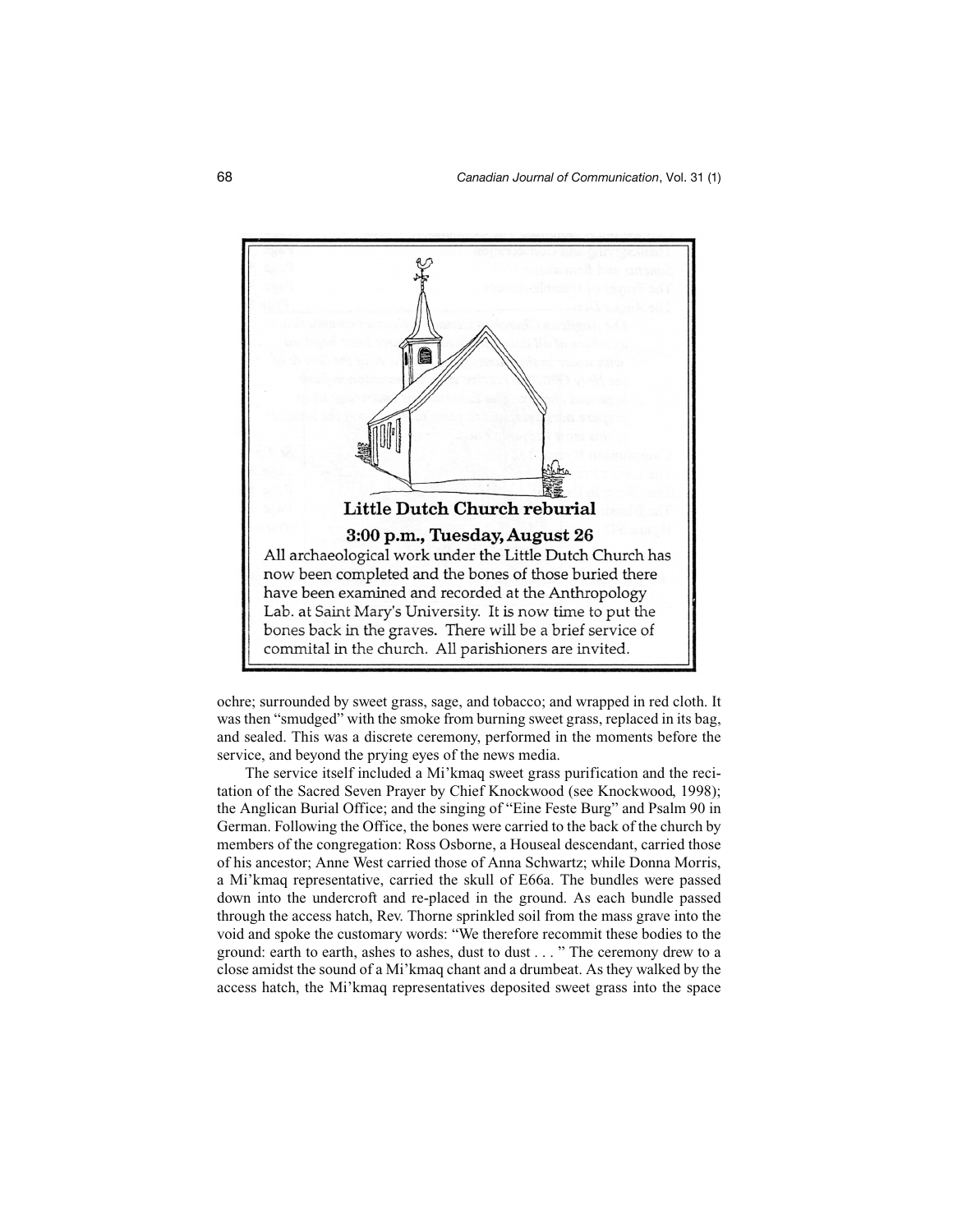**Little Dutch Church reburial**

**3:00 p.m., Tuesday, August 26**

All archaeological work under the Little Dutch Church has now been completed and the bones of those buried there have been examined and recorded at the Anthropology Lab. at Saint Mary's University. It is now time to put the bones back in the graves. There will be a brief service of commital in the church. All parishioners are invited.

ochre; surrounded by sweet grass, sage, and tobacco; and wrapped in red cloth. It was then "smudged" with the smoke from burning sweet grass, replaced in its bag, and sealed. This was a discrete ceremony, performed in the moments before the service, and beyond the prying eyes of the news media.

The service itself included a Mi'kmaq sweet grass purification and the recitation of the Sacred Seven Prayer by Chief Knockwood (see Knockwood, 1998); the Anglican Burial Office; and the singing of "Eine Feste Burg" and Psalm 90 in German. Following the Office, the bones were carried to the back of the church by members of the congregation: Ross Osborne, a Houseal descendant, carried those of his ancestor; Anne West carried those of Anna Schwartz; while Donna Morris, a Mi'kmaq representative, carried the skull of E66a. The bundles were passed down into the undercroft and re-placed in the ground. As each bundle passed through the access hatch, Rev. Thorne sprinkled soil from the mass grave into the void and spoke the customary words: "We therefore recommit these bodies to the ground: earth to earth, ashes to ashes, dust to dust . . . " The ceremony drew to a close amidst the sound of a Mi'kmaq chant and a drumbeat. As they walked by the access hatch, the Mi'kmaq representatives deposited sweet grass into the space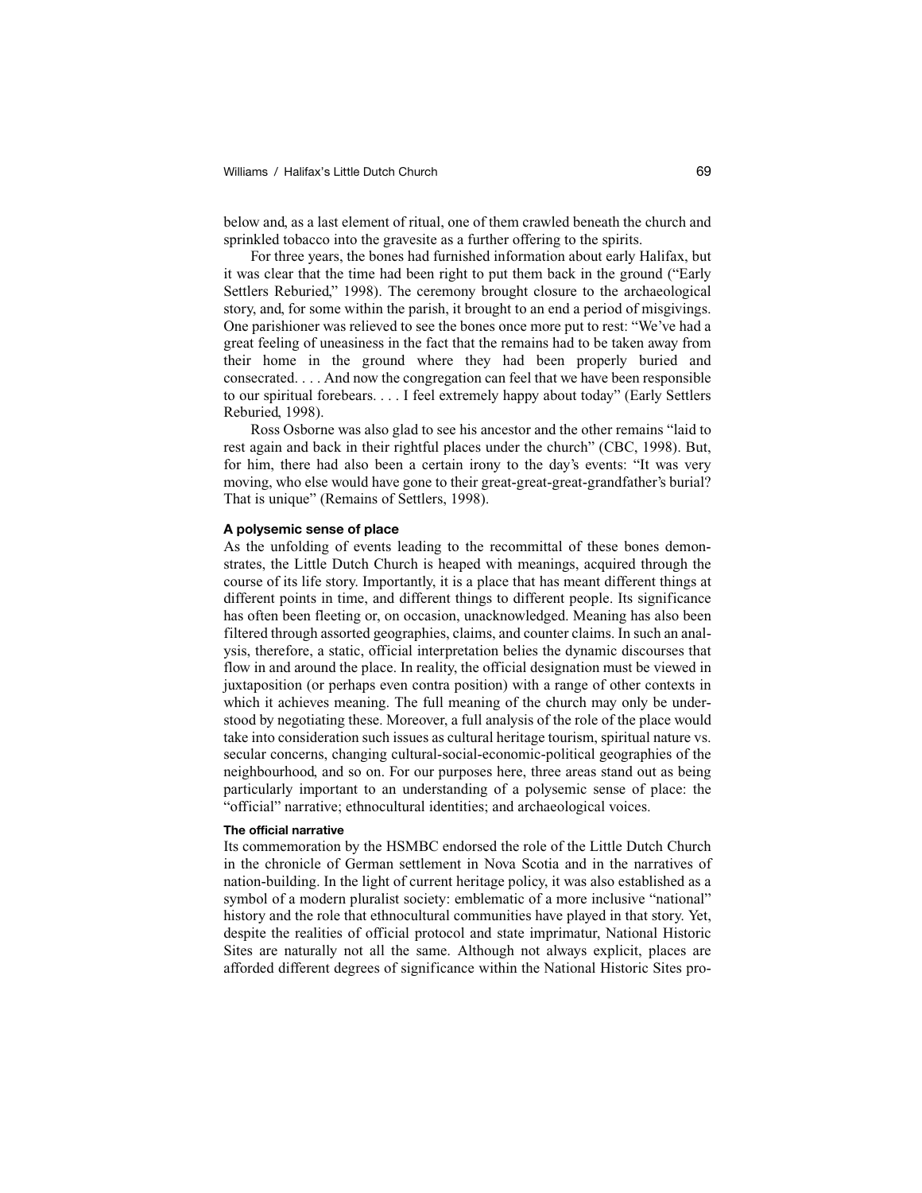below and, as a last element of ritual, one of them crawled beneath the church and sprinkled tobacco into the gravesite as a further offering to the spirits.

For three years, the bones had furnished information about early Halifax, but it was clear that the time had been right to put them back in the ground ("Early Settlers Reburied," 1998). The ceremony brought closure to the archaeological story, and, for some within the parish, it brought to an end a period of misgivings. One parishioner was relieved to see the bones once more put to rest: "We've had a great feeling of uneasiness in the fact that the remains had to be taken away from their home in the ground where they had been properly buried and consecrated. . . . And now the congregation can feel that we have been responsible to our spiritual forebears. . . . I feel extremely happy about today" (Early Settlers Reburied, 1998).

Ross Osborne was also glad to see his ancestor and the other remains "laid to rest again and back in their rightful places under the church" (CBC, 1998). But, for him, there had also been a certain irony to the day's events: "It was very moving, who else would have gone to their great-great-great-grandfather's burial? That is unique" (Remains of Settlers, 1998).

### A polysemic sense of place

As the unfolding of events leading to the recommittal of these bones demonstrates, the Little Dutch Church is heaped with meanings, acquired through the course of its life story. Importantly, it is a place that has meant different things at different points in time, and different things to different people. Its significance has often been fleeting or, on occasion, unacknowledged. Meaning has also been filtered through assorted geographies, claims, and counter claims. In such an analysis, therefore, a static, official interpretation belies the dynamic discourses that flow in and around the place. In reality, the official designation must be viewed in juxtaposition (or perhaps even contra position) with a range of other contexts in which it achieves meaning. The full meaning of the church may only be understood by negotiating these. Moreover, a full analysis of the role of the place would take into consideration such issues as cultural heritage tourism, spiritual nature vs. secular concerns, changing cultural-social-economic-political geographies of the neighbourhood, and so on. For our purposes here, three areas stand out as being particularly important to an understanding of a polysemic sense of place: the "official" narrative; ethnocultural identities; and archaeological voices.

#### The official narrative

Its commemoration by the HSMBC endorsed the role of the Little Dutch Church in the chronicle of German settlement in Nova Scotia and in the narratives of nation-building. In the light of current heritage policy, it was also established as a symbol of a modern pluralist society: emblematic of a more inclusive "national" history and the role that ethnocultural communities have played in that story. Yet, despite the realities of official protocol and state imprimatur, National Historic Sites are naturally not all the same. Although not always explicit, places are afforded different degrees of significance within the National Historic Sites pro-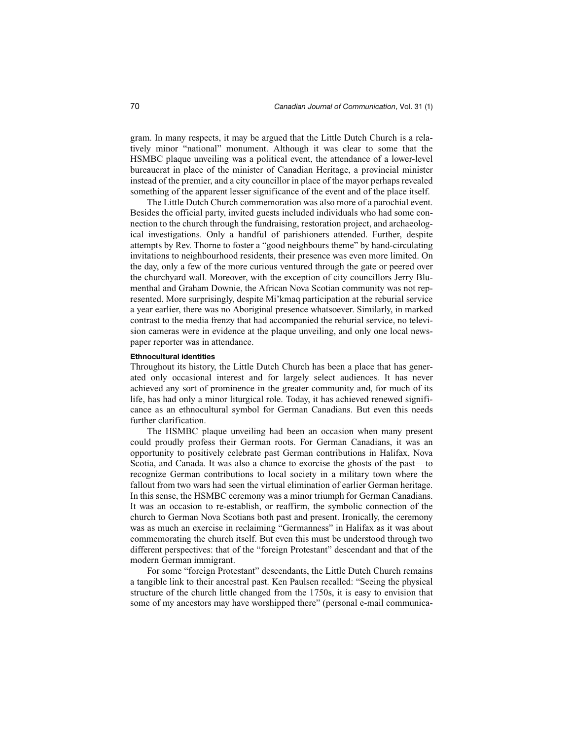gram. In many respects, it may be argued that the Little Dutch Church is a relatively minor "national" monument. Although it was clear to some that the HSMBC plaque unveiling was a political event, the attendance of a lower-level bureaucrat in place of the minister of Canadian Heritage, a provincial minister instead of the premier, and a city councillor in place of the mayor perhaps revealed something of the apparent lesser significance of the event and of the place itself.

The Little Dutch Church commemoration was also more of a parochial event. Besides the official party, invited guests included individuals who had some connection to the church through the fundraising, restoration project, and archaeological investigations. Only a handful of parishioners attended. Further, despite attempts by Rev. Thorne to foster a "good neighbours theme" by hand-circulating invitations to neighbourhood residents, their presence was even more limited. On the day, only a few of the more curious ventured through the gate or peered over the churchyard wall. Moreover, with the exception of city councillors Jerry Blumenthal and Graham Downie, the African Nova Scotian community was not represented. More surprisingly, despite Mi'kmaq participation at the reburial service a year earlier, there was no Aboriginal presence whatsoever. Similarly, in marked contrast to the media frenzy that had accompanied the reburial service, no television cameras were in evidence at the plaque unveiling, and only one local newspaper reporter was in attendance.

### Ethnocultural identities

Throughout its history, the Little Dutch Church has been a place that has generated only occasional interest and for largely select audiences. It has never achieved any sort of prominence in the greater community and, for much of its life, has had only a minor liturgical role. Today, it has achieved renewed significance as an ethnocultural symbol for German Canadians. But even this needs further clarification.

The HSMBC plaque unveiling had been an occasion when many present could proudly profess their German roots. For German Canadians, it was an opportunity to positively celebrate past German contributions in Halifax, Nova Scotia, and Canada. It was also a chance to exorcise the ghosts of the past—to recognize German contributions to local society in a military town where the fallout from two wars had seen the virtual elimination of earlier German heritage. In this sense, the HSMBC ceremony was a minor triumph for German Canadians. It was an occasion to re-establish, or reaffirm, the symbolic connection of the church to German Nova Scotians both past and present. Ironically, the ceremony was as much an exercise in reclaiming "Germanness" in Halifax as it was about commemorating the church itself. But even this must be understood through two different perspectives: that of the "foreign Protestant" descendant and that of the modern German immigrant.

For some "foreign Protestant" descendants, the Little Dutch Church remains a tangible link to their ancestral past. Ken Paulsen recalled: "Seeing the physical structure of the church little changed from the 1750s, it is easy to envision that some of my ancestors may have worshipped there" (personal e-mail communica-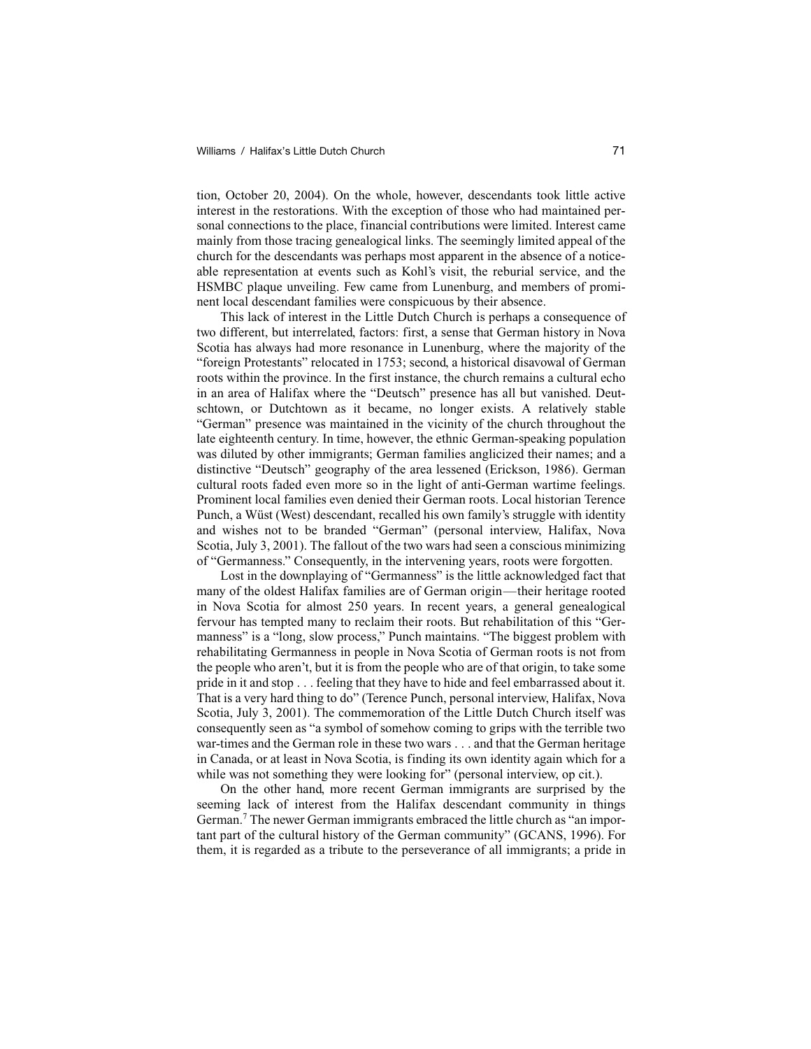tion, October 20, 2004). On the whole, however, descendants took little active interest in the restorations. With the exception of those who had maintained personal connections to the place, financial contributions were limited. Interest came mainly from those tracing genealogical links. The seemingly limited appeal of the church for the descendants was perhaps most apparent in the absence of a noticeable representation at events such as Kohl's visit, the reburial service, and the HSMBC plaque unveiling. Few came from Lunenburg, and members of prominent local descendant families were conspicuous by their absence.

This lack of interest in the Little Dutch Church is perhaps a consequence of two different, but interrelated, factors: first, a sense that German history in Nova Scotia has always had more resonance in Lunenburg, where the majority of the "foreign Protestants" relocated in 1753; second, a historical disavowal of German roots within the province. In the first instance, the church remains a cultural echo in an area of Halifax where the "Deutsch" presence has all but vanished. Deutschtown, or Dutchtown as it became, no longer exists. A relatively stable "German" presence was maintained in the vicinity of the church throughout the late eighteenth century. In time, however, the ethnic German-speaking population was diluted by other immigrants; German families anglicized their names; and a distinctive "Deutsch" geography of the area lessened (Erickson, 1986). German cultural roots faded even more so in the light of anti-German wartime feelings. Prominent local families even denied their German roots. Local historian Terence Punch, a Wüst (West) descendant, recalled his own family's struggle with identity and wishes not to be branded "German" (personal interview, Halifax, Nova Scotia, July 3, 2001). The fallout of the two wars had seen a conscious minimizing of "Germanness." Consequently, in the intervening years, roots were forgotten.

Lost in the downplaying of "Germanness" is the little acknowledged fact that many of the oldest Halifax families are of German origin—their heritage rooted in Nova Scotia for almost 250 years. In recent years, a general genealogical fervour has tempted many to reclaim their roots. But rehabilitation of this "Germanness" is a "long, slow process," Punch maintains. "The biggest problem with rehabilitating Germanness in people in Nova Scotia of German roots is not from the people who aren't, but it is from the people who are of that origin, to take some pride in it and stop . . . feeling that they have to hide and feel embarrassed about it. That is a very hard thing to do" (Terence Punch, personal interview, Halifax, Nova Scotia, July 3, 2001). The commemoration of the Little Dutch Church itself was consequently seen as "a symbol of somehow coming to grips with the terrible two war-times and the German role in these two wars . . . and that the German heritage in Canada, or at least in Nova Scotia, is finding its own identity again which for a while was not something they were looking for" (personal interview, op cit.).

On the other hand, more recent German immigrants are surprised by the seeming lack of interest from the Halifax descendant community in things German.[7] The newer German immigrants embraced the little church as "an important part of the cultural history of the German community" (GCANS, 1996). For them, it is regarded as a tribute to the perseverance of all immigrants; a pride in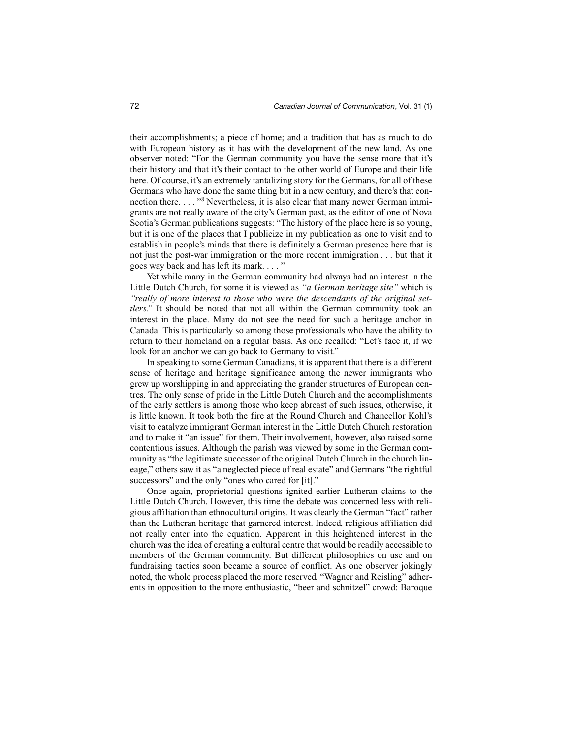their accomplishments; a piece of home; and a tradition that has as much to do with European history as it has with the development of the new land. As one observer noted: "For the German community you have the sense more that it's their history and that it's their contact to the other world of Europe and their life here. Of course, it's an extremely tantalizing story for the Germans, for all of these Germans who have done the same thing but in a new century, and there's that connection there. . . . "[8] Nevertheless, it is also clear that many newer German immigrants are not really aware of the city's German past, as the editor of one of Nova Scotia's German publications suggests: "The history of the place here is so young, but it is one of the places that I publicize in my publication as one to visit and to establish in people's minds that there is definitely a German presence here that is not just the post-war immigration or the more recent immigration . . . but that it goes way back and has left its mark. . . . "

Yet while many in the German community had always had an interest in the Little Dutch Church, for some it is viewed as *"a German heritage site"* which is *"really of more interest to those who were the descendants of the original settlers."* It should be noted that not all within the German community took an interest in the place. Many do not see the need for such a heritage anchor in Canada. This is particularly so among those professionals who have the ability to return to their homeland on a regular basis. As one recalled: "Let's face it, if we look for an anchor we can go back to Germany to visit."

In speaking to some German Canadians, it is apparent that there is a different sense of heritage and heritage significance among the newer immigrants who grew up worshipping in and appreciating the grander structures of European centres. The only sense of pride in the Little Dutch Church and the accomplishments of the early settlers is among those who keep abreast of such issues, otherwise, it is little known. It took both the fire at the Round Church and Chancellor Kohl's visit to catalyze immigrant German interest in the Little Dutch Church restoration and to make it "an issue" for them. Their involvement, however, also raised some contentious issues. Although the parish was viewed by some in the German community as "the legitimate successor of the original Dutch Church in the church lineage," others saw it as "a neglected piece of real estate" and Germans "the rightful successors" and the only "ones who cared for [it]."

Once again, proprietorial questions ignited earlier Lutheran claims to the Little Dutch Church. However, this time the debate was concerned less with religious affiliation than ethnocultural origins. It was clearly the German "fact" rather than the Lutheran heritage that garnered interest. Indeed, religious affiliation did not really enter into the equation. Apparent in this heightened interest in the church was the idea of creating a cultural centre that would be readily accessible to members of the German community. But different philosophies on use and on fundraising tactics soon became a source of conflict. As one observer jokingly noted, the whole process placed the more reserved, "Wagner and Reisling" adherents in opposition to the more enthusiastic, "beer and schnitzel" crowd: Baroque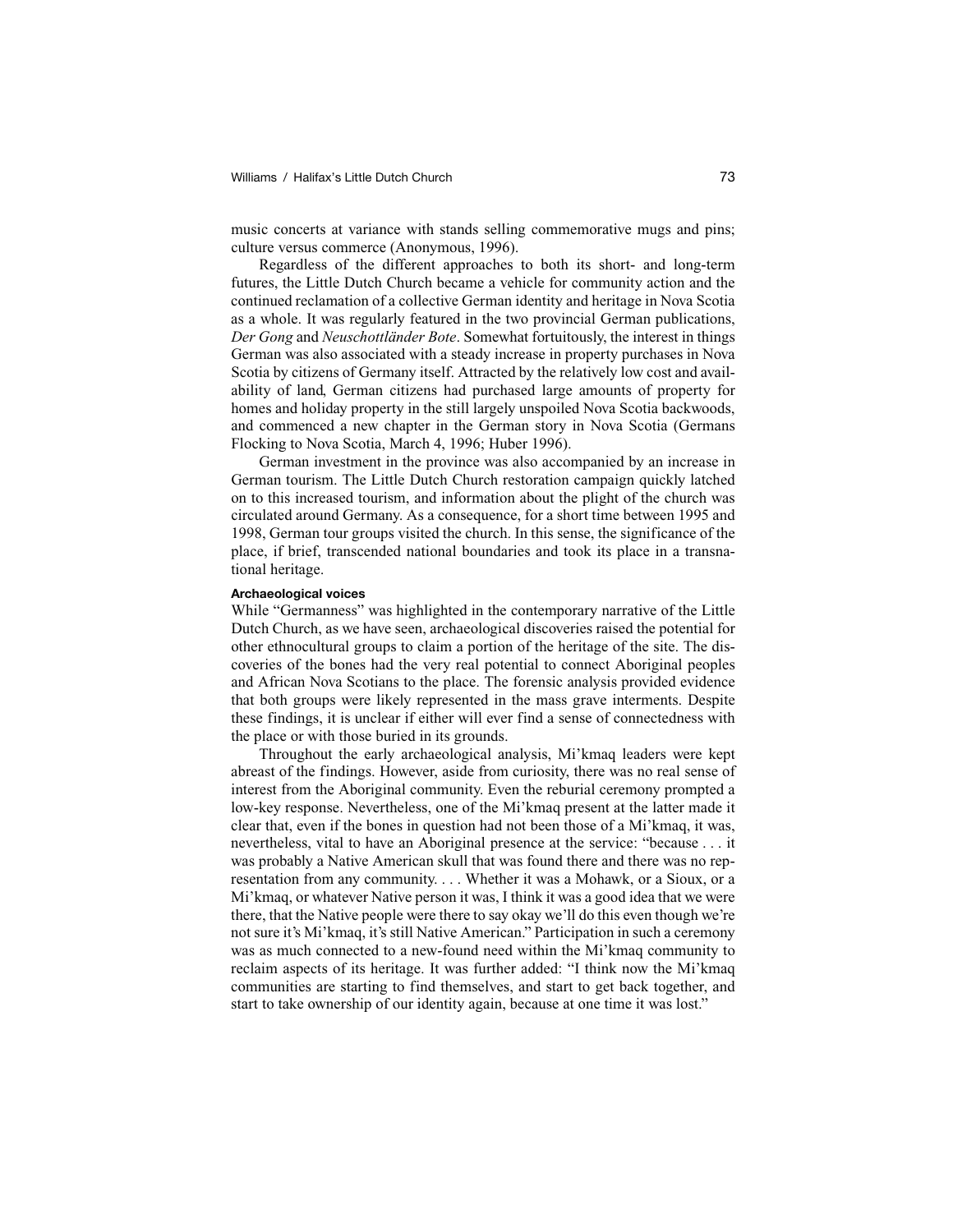music concerts at variance with stands selling commemorative mugs and pins; culture versus commerce (Anonymous, 1996).

Regardless of the different approaches to both its short- and long-term futures, the Little Dutch Church became a vehicle for community action and the continued reclamation of a collective German identity and heritage in Nova Scotia as a whole. It was regularly featured in the two provincial German publications, *Der Gong* and *Neuschottländer Bote*. Somewhat fortuitously, the interest in things German was also associated with a steady increase in property purchases in Nova Scotia by citizens of Germany itself. Attracted by the relatively low cost and availability of land, German citizens had purchased large amounts of property for homes and holiday property in the still largely unspoiled Nova Scotia backwoods, and commenced a new chapter in the German story in Nova Scotia (Germans Flocking to Nova Scotia, March 4, 1996; Huber 1996).

German investment in the province was also accompanied by an increase in German tourism. The Little Dutch Church restoration campaign quickly latched on to this increased tourism, and information about the plight of the church was circulated around Germany. As a consequence, for a short time between 1995 and 1998, German tour groups visited the church. In this sense, the significance of the place, if brief, transcended national boundaries and took its place in a transnational heritage.

#### Archaeological voices

While "Germanness" was highlighted in the contemporary narrative of the Little Dutch Church, as we have seen, archaeological discoveries raised the potential for other ethnocultural groups to claim a portion of the heritage of the site. The discoveries of the bones had the very real potential to connect Aboriginal peoples and African Nova Scotians to the place. The forensic analysis provided evidence that both groups were likely represented in the mass grave interments. Despite these findings, it is unclear if either will ever find a sense of connectedness with the place or with those buried in its grounds.

Throughout the early archaeological analysis, Mi'kmaq leaders were kept abreast of the findings. However, aside from curiosity, there was no real sense of interest from the Aboriginal community. Even the reburial ceremony prompted a low-key response. Nevertheless, one of the Mi'kmaq present at the latter made it clear that, even if the bones in question had not been those of a Mi'kmaq, it was, nevertheless, vital to have an Aboriginal presence at the service: "because . . . it was probably a Native American skull that was found there and there was no representation from any community. . . . Whether it was a Mohawk, or a Sioux, or a Mi'kmaq, or whatever Native person it was, I think it was a good idea that we were there, that the Native people were there to say okay we'll do this even though we're not sure it's Mi'kmaq, it's still Native American." Participation in such a ceremony was as much connected to a new-found need within the Mi'kmaq community to reclaim aspects of its heritage. It was further added: "I think now the Mi'kmaq communities are starting to find themselves, and start to get back together, and start to take ownership of our identity again, because at one time it was lost."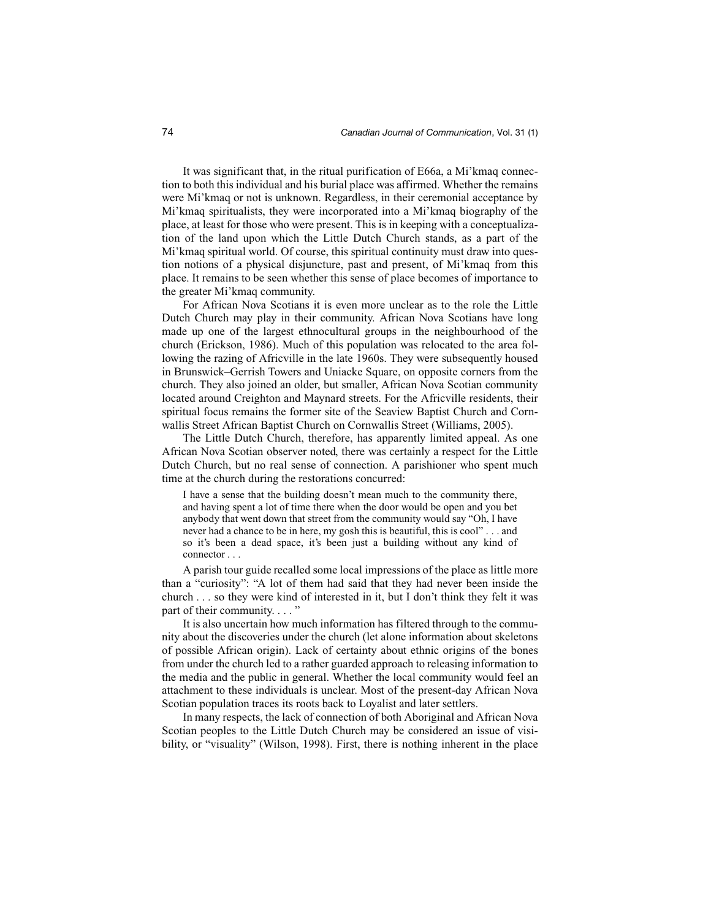It was significant that, in the ritual purification of E66a, a Mi'kmaq connection to both this individual and his burial place was affirmed. Whether the remains were Mi'kmaq or not is unknown. Regardless, in their ceremonial acceptance by Mi'kmaq spiritualists, they were incorporated into a Mi'kmaq biography of the place, at least for those who were present. This is in keeping with a conceptualization of the land upon which the Little Dutch Church stands, as a part of the Mi'kmaq spiritual world. Of course, this spiritual continuity must draw into question notions of a physical disjuncture, past and present, of Mi'kmaq from this place. It remains to be seen whether this sense of place becomes of importance to the greater Mi'kmaq community.

For African Nova Scotians it is even more unclear as to the role the Little Dutch Church may play in their community. African Nova Scotians have long made up one of the largest ethnocultural groups in the neighbourhood of the church (Erickson, 1986). Much of this population was relocated to the area following the razing of Africville in the late 1960s. They were subsequently housed in Brunswick–Gerrish Towers and Uniacke Square, on opposite corners from the church. They also joined an older, but smaller, African Nova Scotian community located around Creighton and Maynard streets. For the Africville residents, their spiritual focus remains the former site of the Seaview Baptist Church and Cornwallis Street African Baptist Church on Cornwallis Street (Williams, 2005).

The Little Dutch Church, therefore, has apparently limited appeal. As one African Nova Scotian observer noted, there was certainly a respect for the Little Dutch Church, but no real sense of connection. A parishioner who spent much time at the church during the restorations concurred:

> I have a sense that the building doesn't mean much to the community there, and having spent a lot of time there when the door would be open and you bet anybody that went down that street from the community would say "Oh, I have never had a chance to be in here, my gosh this is beautiful, this is cool" . . . and so it's been a dead space, it's been just a building without any kind of connector . . .

A parish tour guide recalled some local impressions of the place as little more than a "curiosity": "A lot of them had said that they had never been inside the church . . . so they were kind of interested in it, but I don't think they felt it was part of their community. . . . "

It is also uncertain how much information has filtered through to the community about the discoveries under the church (let alone information about skeletons of possible African origin). Lack of certainty about ethnic origins of the bones from under the church led to a rather guarded approach to releasing information to the media and the public in general. Whether the local community would feel an attachment to these individuals is unclear. Most of the present-day African Nova Scotian population traces its roots back to Loyalist and later settlers.

In many respects, the lack of connection of both Aboriginal and African Nova Scotian peoples to the Little Dutch Church may be considered an issue of visibility, or "visuality" (Wilson, 1998). First, there is nothing inherent in the place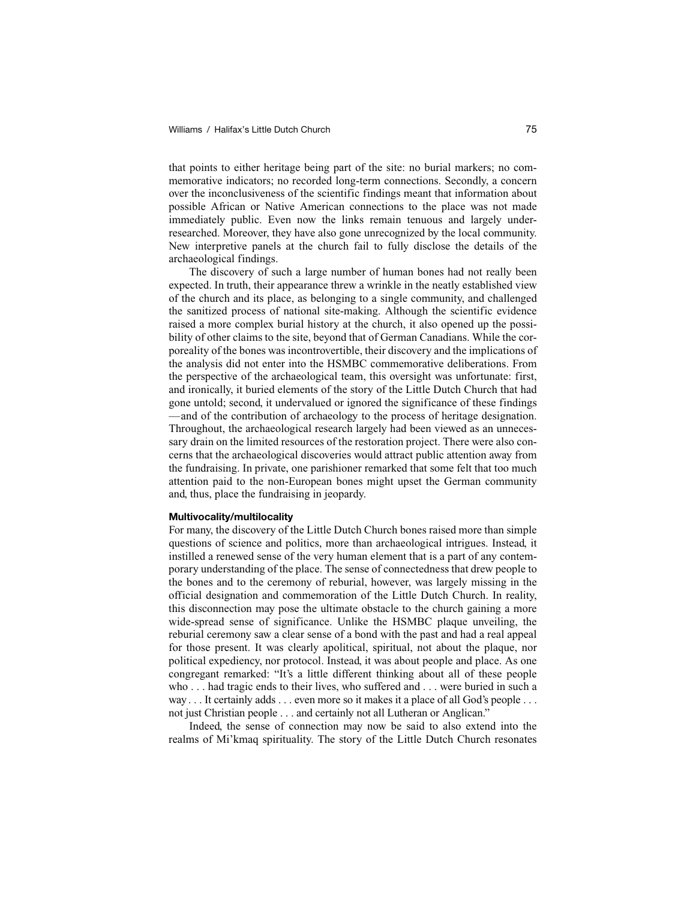that points to either heritage being part of the site: no burial markers; no commemorative indicators; no recorded long-term connections. Secondly, a concern over the inconclusiveness of the scientific findings meant that information about possible African or Native American connections to the place was not made immediately public. Even now the links remain tenuous and largely under-researched. Moreover, they have also gone unrecognized by the local community. New interpretive panels at the church fail to fully disclose the details of the archaeological findings.

The discovery of such a large number of human bones had not really been expected. In truth, their appearance threw a wrinkle in the neatly established view of the church and its place, as belonging to a single community, and challenged the sanitized process of national site-making. Although the scientific evidence raised a more complex burial history at the church, it also opened up the possibility of other claims to the site, beyond that of German Canadians. While the corporeality of the bones was incontrovertible, their discovery and the implications of the analysis did not enter into the HSMBC commemorative deliberations. From the perspective of the archaeological team, this oversight was unfortunate: first, and ironically, it buried elements of the story of the Little Dutch Church that had gone untold; second, it undervalued or ignored the significance of these findings —and of the contribution of archaeology to the process of heritage designation. Throughout, the archaeological research largely had been viewed as an unnecessary drain on the limited resources of the restoration project. There were also concerns that the archaeological discoveries would attract public attention away from the fundraising. In private, one parishioner remarked that some felt that too much attention paid to the non-European bones might upset the German community and, thus, place the fundraising in jeopardy.

#### Multivocality/multilocality

For many, the discovery of the Little Dutch Church bones raised more than simple questions of science and politics, more than archaeological intrigues. Instead, it instilled a renewed sense of the very human element that is a part of any contemporary understanding of the place. The sense of connectedness that drew people to the bones and to the ceremony of reburial, however, was largely missing in the official designation and commemoration of the Little Dutch Church. In reality, this disconnection may pose the ultimate obstacle to the church gaining a more wide-spread sense of significance. Unlike the HSMBC plaque unveiling, the reburial ceremony saw a clear sense of a bond with the past and had a real appeal for those present. It was clearly apolitical, spiritual, not about the plaque, nor political expediency, nor protocol. Instead, it was about people and place. As one congregant remarked: "It's a little different thinking about all of these people who . . . had tragic ends to their lives, who suffered and . . . were buried in such a way . . . It certainly adds . . . even more so it makes it a place of all God's people . . . not just Christian people . . . and certainly not all Lutheran or Anglican."

Indeed, the sense of connection may now be said to also extend into the realms of Mi'kmaq spirituality. The story of the Little Dutch Church resonates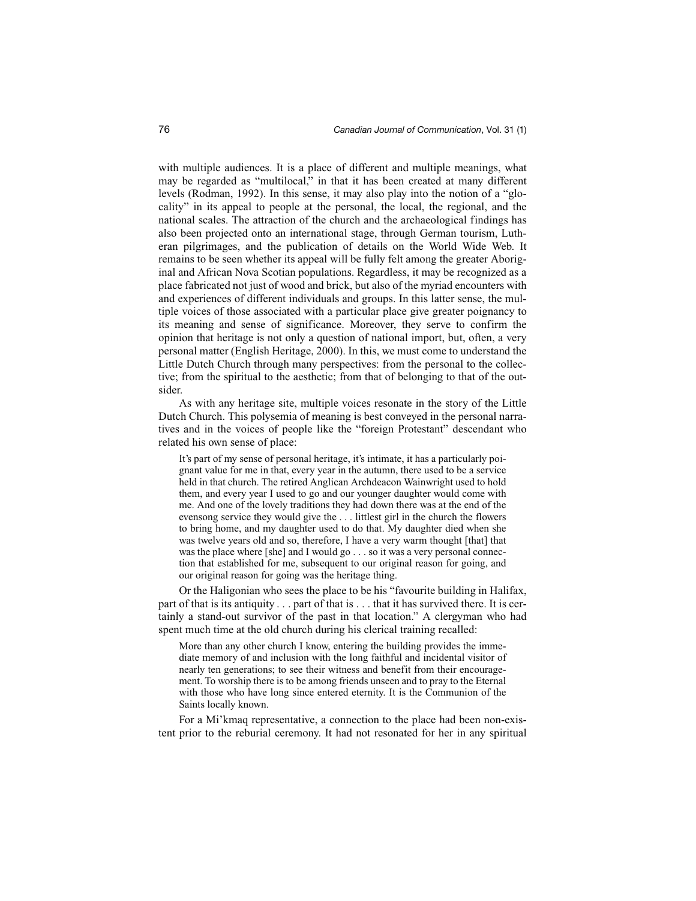with multiple audiences. It is a place of different and multiple meanings, what may be regarded as "multilocal," in that it has been created at many different levels (Rodman, 1992). In this sense, it may also play into the notion of a "glocality" in its appeal to people at the personal, the local, the regional, and the national scales. The attraction of the church and the archaeological findings has also been projected onto an international stage, through German tourism, Lutheran pilgrimages, and the publication of details on the World Wide Web. It remains to be seen whether its appeal will be fully felt among the greater Aboriginal and African Nova Scotian populations. Regardless, it may be recognized as a place fabricated not just of wood and brick, but also of the myriad encounters with and experiences of different individuals and groups. In this latter sense, the multiple voices of those associated with a particular place give greater poignancy to its meaning and sense of significance. Moreover, they serve to confirm the opinion that heritage is not only a question of national import, but, often, a very personal matter (English Heritage, 2000). In this, we must come to understand the Little Dutch Church through many perspectives: from the personal to the collective; from the spiritual to the aesthetic; from that of belonging to that of the outsider.

As with any heritage site, multiple voices resonate in the story of the Little Dutch Church. This polysemia of meaning is best conveyed in the personal narratives and in the voices of people like the "foreign Protestant" descendant who related his own sense of place:

> It's part of my sense of personal heritage, it's intimate, it has a particularly poignant value for me in that, every year in the autumn, there used to be a service held in that church. The retired Anglican Archdeacon Wainwright used to hold them, and every year I used to go and our younger daughter would come with me. And one of the lovely traditions they had down there was at the end of the evensong service they would give the . . . littlest girl in the church the flowers to bring home, and my daughter used to do that. My daughter died when she was twelve years old and so, therefore, I have a very warm thought [that] that was the place where [she] and I would go . . . so it was a very personal connection that established for me, subsequent to our original reason for going, and our original reason for going was the heritage thing.

Or the Haligonian who sees the place to be his "favourite building in Halifax, part of that is its antiquity . . . part of that is . . . that it has survived there. It is certainly a stand-out survivor of the past in that location." A clergyman who had spent much time at the old church during his clerical training recalled:

> More than any other church I know, entering the building provides the immediate memory of and inclusion with the long faithful and incidental visitor of nearly ten generations; to see their witness and benefit from their encouragement. To worship there is to be among friends unseen and to pray to the Eternal with those who have long since entered eternity. It is the Communion of the Saints locally known.

For a Mi'kmaq representative, a connection to the place had been non-existent prior to the reburial ceremony. It had not resonated for her in any spiritual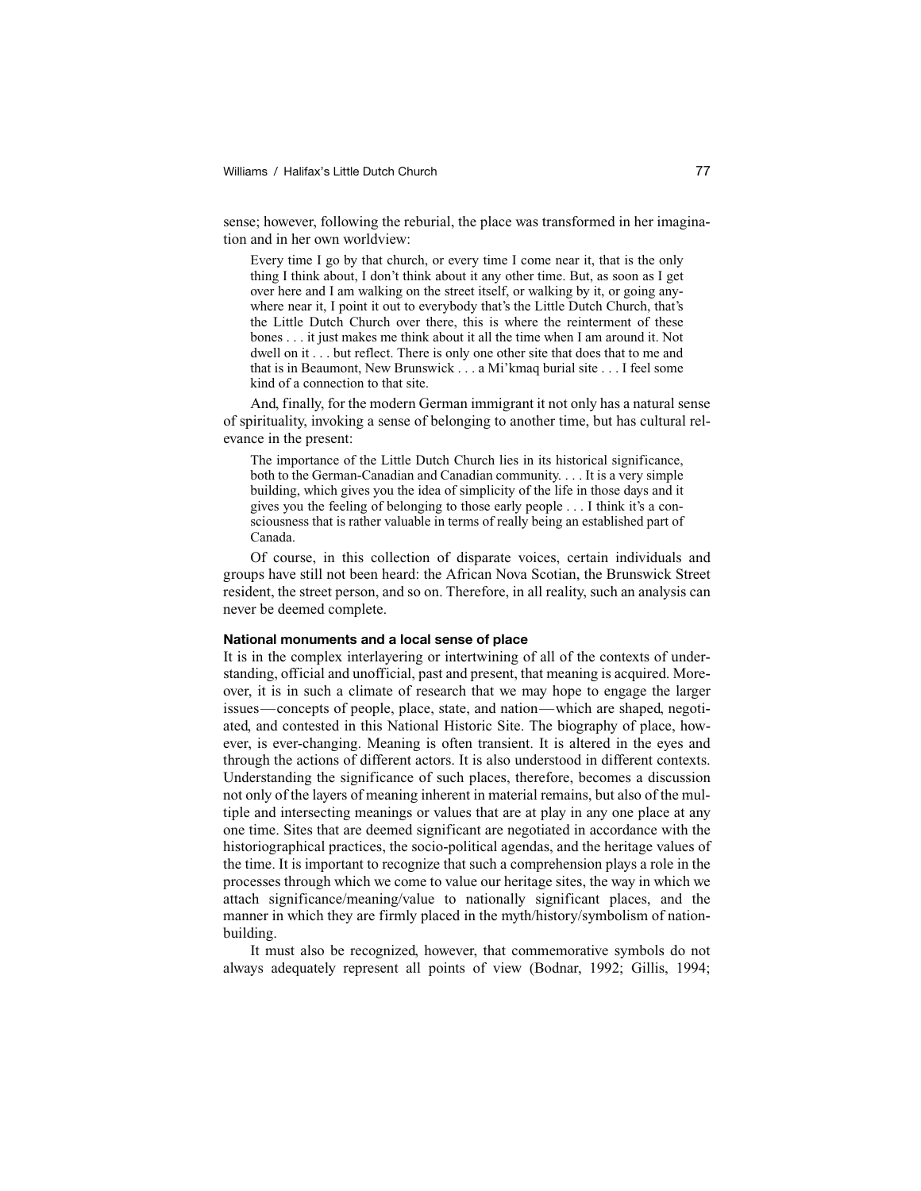sense; however, following the reburial, the place was transformed in her imagination and in her own worldview:

> Every time I go by that church, or every time I come near it, that is the only thing I think about, I don't think about it any other time. But, as soon as I get over here and I am walking on the street itself, or walking by it, or going anywhere near it, I point it out to everybody that's the Little Dutch Church, that's the Little Dutch Church over there, this is where the reinterment of these bones . . . it just makes me think about it all the time when I am around it. Not dwell on it . . . but reflect. There is only one other site that does that to me and that is in Beaumont, New Brunswick . . . a Mi'kmaq burial site . . . I feel some kind of a connection to that site.

And, finally, for the modern German immigrant it not only has a natural sense of spirituality, invoking a sense of belonging to another time, but has cultural relevance in the present:

> The importance of the Little Dutch Church lies in its historical significance, both to the German-Canadian and Canadian community. . . . It is a very simple building, which gives you the idea of simplicity of the life in those days and it gives you the feeling of belonging to those early people . . . I think it's a consciousness that is rather valuable in terms of really being an established part of Canada.

Of course, in this collection of disparate voices, certain individuals and groups have still not been heard: the African Nova Scotian, the Brunswick Street resident, the street person, and so on. Therefore, in all reality, such an analysis can never be deemed complete.

#### National monuments and a local sense of place

It is in the complex interlayering or intertwining of all of the contexts of understanding, official and unofficial, past and present, that meaning is acquired. Moreover, it is in such a climate of research that we may hope to engage the larger issues—concepts of people, place, state, and nation—which are shaped, negotiated, and contested in this National Historic Site. The biography of place, however, is ever-changing. Meaning is often transient. It is altered in the eyes and through the actions of different actors. It is also understood in different contexts. Understanding the significance of such places, therefore, becomes a discussion not only of the layers of meaning inherent in material remains, but also of the multiple and intersecting meanings or values that are at play in any one place at any one time. Sites that are deemed significant are negotiated in accordance with the historiographical practices, the socio-political agendas, and the heritage values of the time. It is important to recognize that such a comprehension plays a role in the processes through which we come to value our heritage sites, the way in which we attach significance/meaning/value to nationally significant places, and the manner in which they are firmly placed in the myth/history/symbolism of nation-building.

It must also be recognized, however, that commemorative symbols do not always adequately represent all points of view (Bodnar, 1992; Gillis, 1994;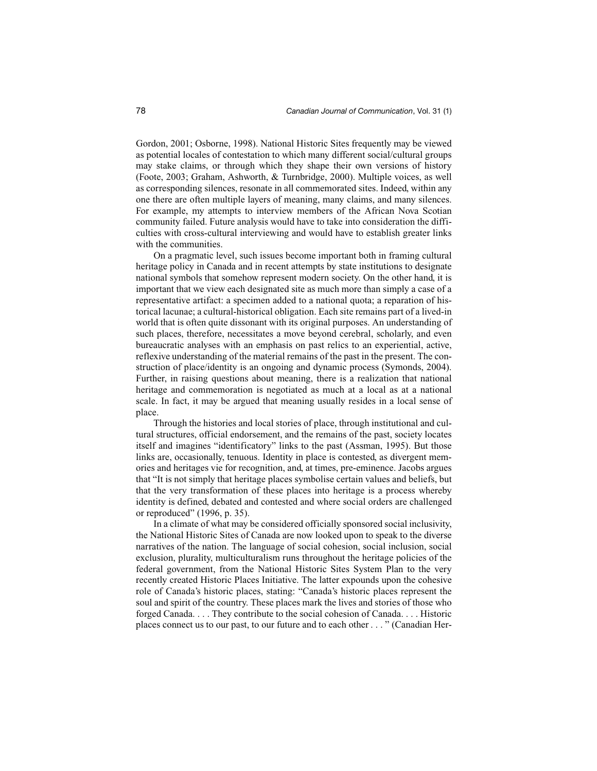Gordon, 2001; Osborne, 1998). National Historic Sites frequently may be viewed as potential locales of contestation to which many different social/cultural groups may stake claims, or through which they shape their own versions of history (Foote, 2003; Graham, Ashworth, & Turnbridge, 2000). Multiple voices, as well as corresponding silences, resonate in all commemorated sites. Indeed, within any one there are often multiple layers of meaning, many claims, and many silences. For example, my attempts to interview members of the African Nova Scotian community failed. Future analysis would have to take into consideration the difficulties with cross-cultural interviewing and would have to establish greater links with the communities.

On a pragmatic level, such issues become important both in framing cultural heritage policy in Canada and in recent attempts by state institutions to designate national symbols that somehow represent modern society. On the other hand, it is important that we view each designated site as much more than simply a case of a representative artifact: a specimen added to a national quota; a reparation of historical lacunae; a cultural-historical obligation. Each site remains part of a lived-in world that is often quite dissonant with its original purposes. An understanding of such places, therefore, necessitates a move beyond cerebral, scholarly, and even bureaucratic analyses with an emphasis on past relics to an experiential, active, reflexive understanding of the material remains of the past in the present. The construction of place/identity is an ongoing and dynamic process (Symonds, 2004). Further, in raising questions about meaning, there is a realization that national heritage and commemoration is negotiated as much at a local as at a national scale. In fact, it may be argued that meaning usually resides in a local sense of place.

Through the histories and local stories of place, through institutional and cultural structures, official endorsement, and the remains of the past, society locates itself and imagines "identificatory" links to the past (Assman, 1995). But those links are, occasionally, tenuous. Identity in place is contested, as divergent memories and heritages vie for recognition, and, at times, pre-eminence. Jacobs argues that "It is not simply that heritage places symbolise certain values and beliefs, but that the very transformation of these places into heritage is a process whereby identity is defined, debated and contested and where social orders are challenged or reproduced" (1996, p. 35).

In a climate of what may be considered officially sponsored social inclusivity, the National Historic Sites of Canada are now looked upon to speak to the diverse narratives of the nation. The language of social cohesion, social inclusion, social exclusion, plurality, multiculturalism runs throughout the heritage policies of the federal government, from the National Historic Sites System Plan to the very recently created Historic Places Initiative. The latter expounds upon the cohesive role of Canada's historic places, stating: "Canada's historic places represent the soul and spirit of the country. These places mark the lives and stories of those who forged Canada. . . . They contribute to the social cohesion of Canada. . . . Historic places connect us to our past, to our future and to each other . . . " (Canadian Her-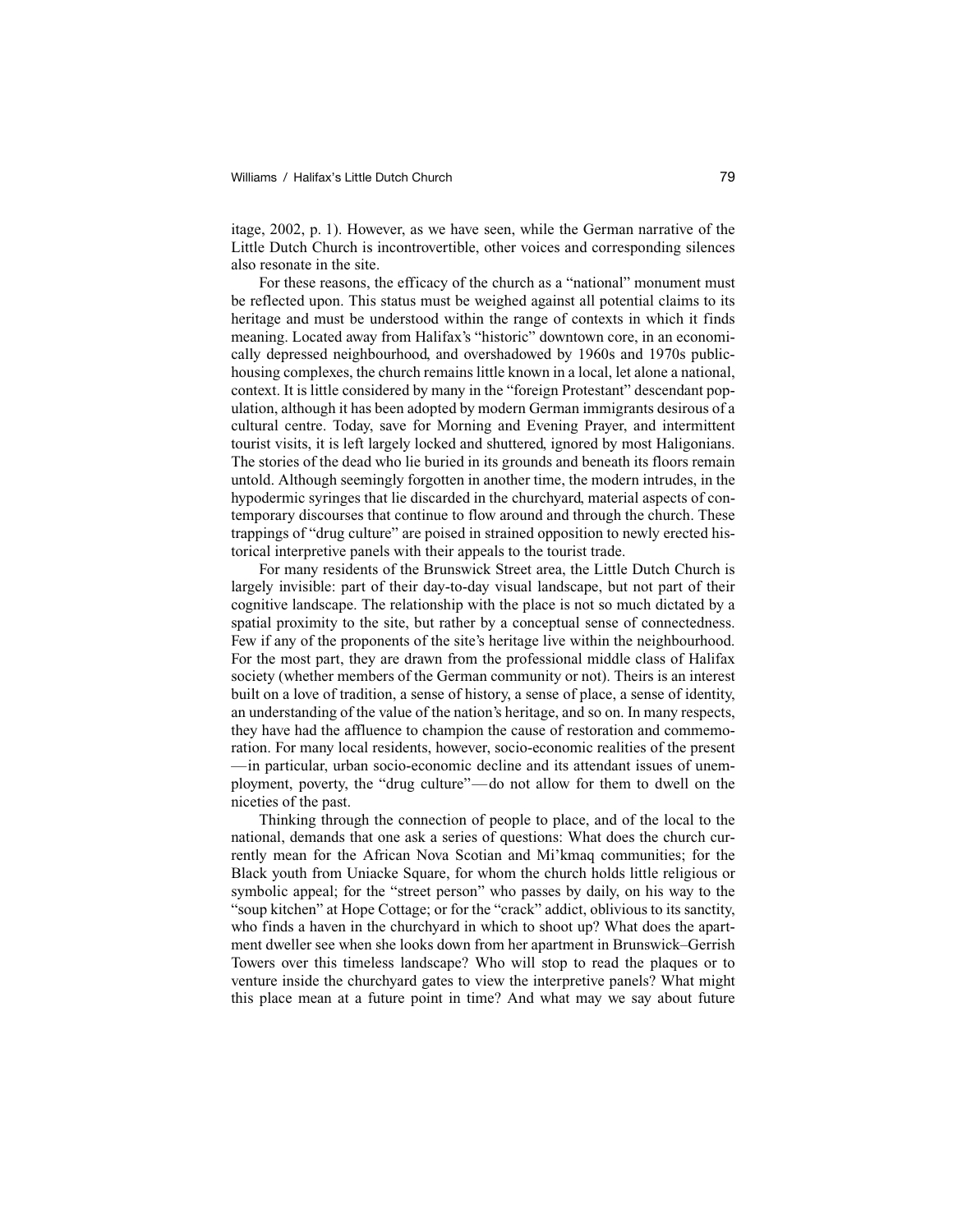itage, 2002, p. 1). However, as we have seen, while the German narrative of the Little Dutch Church is incontrovertible, other voices and corresponding silences also resonate in the site.

For these reasons, the efficacy of the church as a "national" monument must be reflected upon. This status must be weighed against all potential claims to its heritage and must be understood within the range of contexts in which it finds meaning. Located away from Halifax's "historic" downtown core, in an economically depressed neighbourhood, and overshadowed by 1960s and 1970s public-housing complexes, the church remains little known in a local, let alone a national, context. It is little considered by many in the "foreign Protestant" descendant population, although it has been adopted by modern German immigrants desirous of a cultural centre. Today, save for Morning and Evening Prayer, and intermittent tourist visits, it is left largely locked and shuttered, ignored by most Haligonians. The stories of the dead who lie buried in its grounds and beneath its floors remain untold. Although seemingly forgotten in another time, the modern intrudes, in the hypodermic syringes that lie discarded in the churchyard, material aspects of contemporary discourses that continue to flow around and through the church. These trappings of "drug culture" are poised in strained opposition to newly erected historical interpretive panels with their appeals to the tourist trade.

For many residents of the Brunswick Street area, the Little Dutch Church is largely invisible: part of their day-to-day visual landscape, but not part of their cognitive landscape. The relationship with the place is not so much dictated by a spatial proximity to the site, but rather by a conceptual sense of connectedness. Few if any of the proponents of the site's heritage live within the neighbourhood. For the most part, they are drawn from the professional middle class of Halifax society (whether members of the German community or not). Theirs is an interest built on a love of tradition, a sense of history, a sense of place, a sense of identity, an understanding of the value of the nation's heritage, and so on. In many respects, they have had the affluence to champion the cause of restoration and commemoration. For many local residents, however, socio-economic realities of the present—in particular, urban socio-economic decline and its attendant issues of unemployment, poverty, the "drug culture"—do not allow for them to dwell on the niceties of the past.

Thinking through the connection of people to place, and of the local to the national, demands that one ask a series of questions: What does the church currently mean for the African Nova Scotian and Mi'kmaq communities; for the Black youth from Uniacke Square, for whom the church holds little religious or symbolic appeal; for the "street person" who passes by daily, on his way to the "soup kitchen" at Hope Cottage; or for the "crack" addict, oblivious to its sanctity, who finds a haven in the churchyard in which to shoot up? What does the apartment dweller see when she looks down from her apartment in Brunswick–Gerrish Towers over this timeless landscape? Who will stop to read the plaques or to venture inside the churchyard gates to view the interpretive panels? What might this place mean at a future point in time? And what may we say about future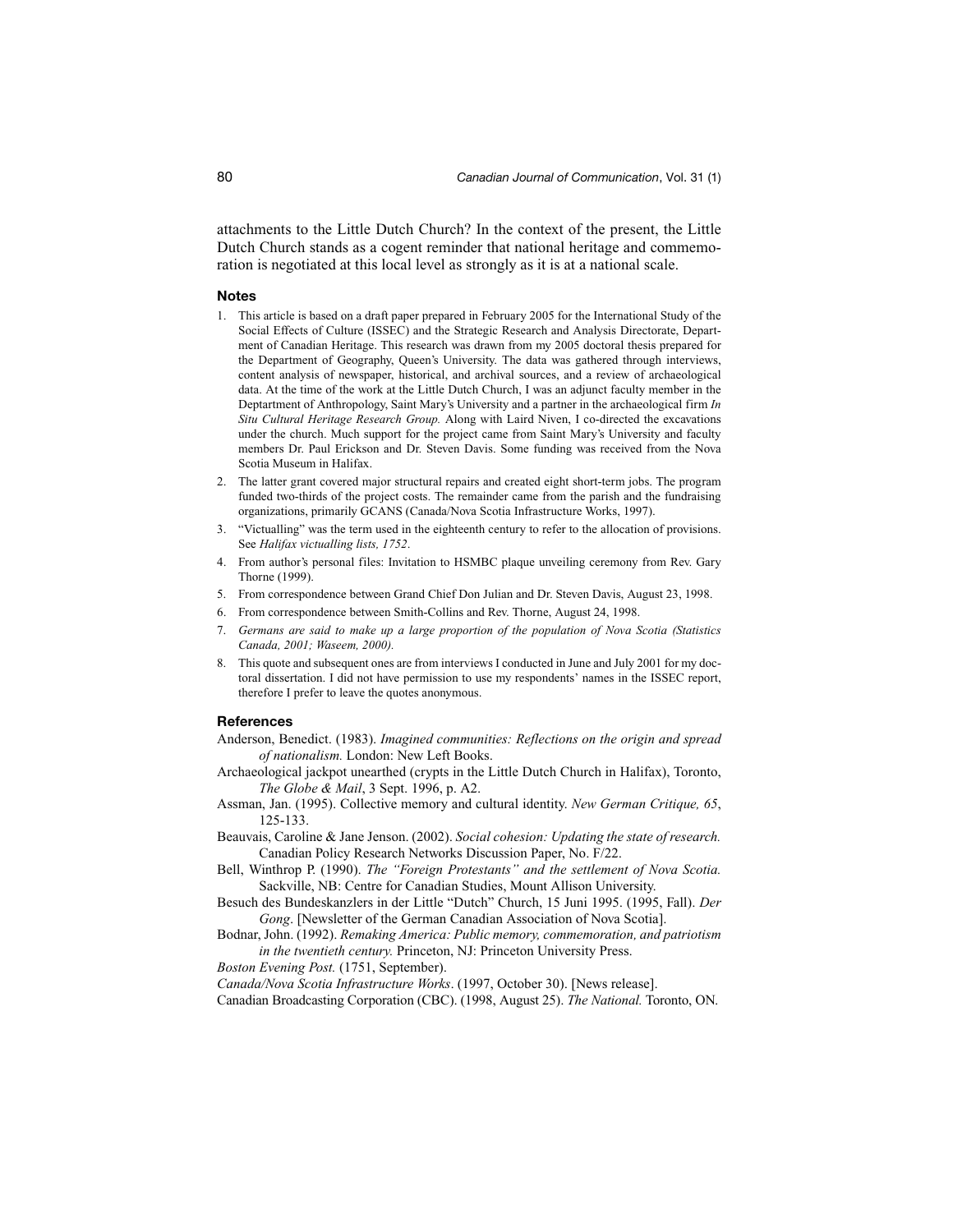attachments to the Little Dutch Church? In the context of the present, the Little Dutch Church stands as a cogent reminder that national heritage and commemoration is negotiated at this local level as strongly as it is at a national scale.

### Notes

1. This article is based on a draft paper prepared in February 2005 for the International Study of the Social Effects of Culture (ISSEC) and the Strategic Research and Analysis Directorate, Department of Canadian Heritage. This research was drawn from my 2005 doctoral thesis prepared for the Department of Geography, Queen's University. The data was gathered through interviews, content analysis of newspaper, historical, and archival sources, and a review of archaeological data. At the time of the work at the Little Dutch Church, I was an adjunct faculty member in the Deptartment of Anthropology, Saint Mary's University and a partner in the archaeological firm *In Situ Cultural Heritage Research Group.* Along with Laird Niven, I co-directed the excavations under the church. Much support for the project came from Saint Mary's University and faculty members Dr. Paul Erickson and Dr. Steven Davis. Some funding was received from the Nova Scotia Museum in Halifax.
2. The latter grant covered major structural repairs and created eight short-term jobs. The program funded two-thirds of the project costs. The remainder came from the parish and the fundraising organizations, primarily GCANS (Canada/Nova Scotia Infrastructure Works, 1997).
3. "Victualling" was the term used in the eighteenth century to refer to the allocation of provisions. See *Halifax victualling lists, 1752*.
4. From author's personal files: Invitation to HSMBC plaque unveiling ceremony from Rev. Gary Thorne (1999).
5. From correspondence between Grand Chief Don Julian and Dr. Steven Davis, August 23, 1998.
6. From correspondence between Smith-Collins and Rev. Thorne, August 24, 1998.
7. *Germans are said to make up a large proportion of the population of Nova Scotia (Statistics Canada, 2001; Waseem, 2000).*
8. This quote and subsequent ones are from interviews I conducted in June and July 2001 for my doctoral dissertation. I did not have permission to use my respondents' names in the ISSEC report, therefore I prefer to leave the quotes anonymous.

### References

Anderson, Benedict. (1983). *Imagined communities: Reflections on the origin and spread of nationalism.* London: New Left Books.

Archaeological jackpot unearthed (crypts in the Little Dutch Church in Halifax), Toronto, *The Globe & Mail*, 3 Sept. 1996, p. A2.

Assman, Jan. (1995). Collective memory and cultural identity. *New German Critique, 65*, 125-133.

Beauvais, Caroline & Jane Jenson. (2002). *Social cohesion: Updating the state of research.* Canadian Policy Research Networks Discussion Paper, No. F/22.

Bell, Winthrop P. (1990). *The "Foreign Protestants" and the settlement of Nova Scotia.* Sackville, NB: Centre for Canadian Studies, Mount Allison University.

Besuch des Bundeskanzlers in der Little "Dutch" Church, 15 Juni 1995. (1995, Fall). *Der Gong*. [Newsletter of the German Canadian Association of Nova Scotia].

Bodnar, John. (1992). *Remaking America: Public memory, commemoration, and patriotism in the twentieth century.* Princeton, NJ: Princeton University Press.

*Boston Evening Post.* (1751, September).

*Canada/Nova Scotia Infrastructure Works*. (1997, October 30). [News release].

Canadian Broadcasting Corporation (CBC). (1998, August 25). *The National.* Toronto, ON.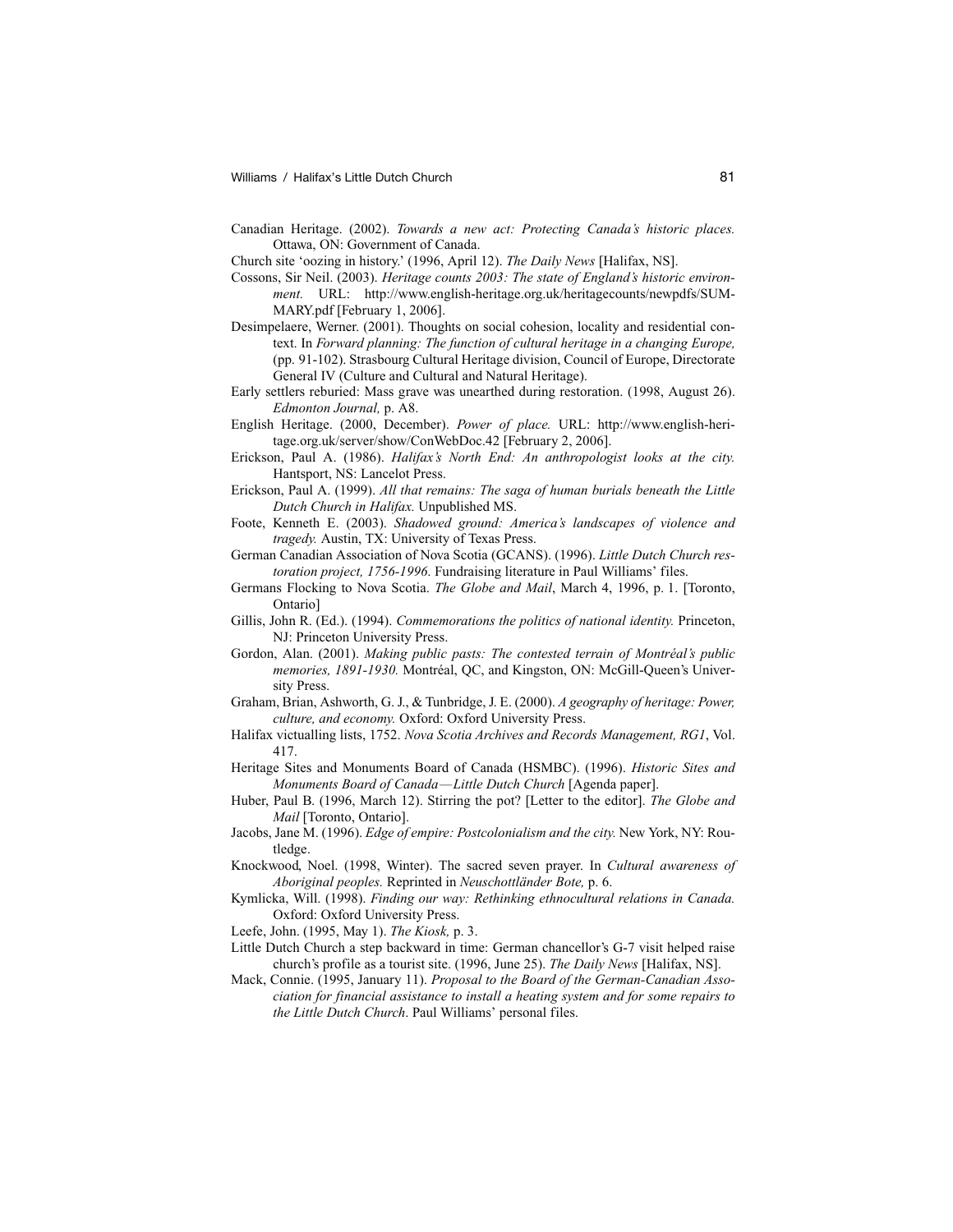Canadian Heritage. (2002). *Towards a new act: Protecting Canada's historic places.* Ottawa, ON: Government of Canada.

Church site 'oozing in history.' (1996, April 12). *The Daily News* [Halifax, NS].

Cossons, Sir Neil. (2003). *Heritage counts 2003: The state of England's historic environment.* URL: http://www.english-heritage.org.uk/heritagecounts/newpdfs/SUMMARY.pdf [February 1, 2006].

Desimpelaere, Werner. (2001). Thoughts on social cohesion, locality and residential context. In *Forward planning: The function of cultural heritage in a changing Europe,* (pp. 91-102). Strasbourg Cultural Heritage division, Council of Europe, Directorate General IV (Culture and Cultural and Natural Heritage).

Early settlers reburied: Mass grave was unearthed during restoration. (1998, August 26). *Edmonton Journal,* p. A8.

English Heritage. (2000, December). *Power of place.* URL: http://www.english-heritage.org.uk/server/show/ConWebDoc.42 [February 2, 2006].

Erickson, Paul A. (1986). *Halifax's North End: An anthropologist looks at the city.* Hantsport, NS: Lancelot Press.

Erickson, Paul A. (1999). *All that remains: The saga of human burials beneath the Little Dutch Church in Halifax.* Unpublished MS.

Foote, Kenneth E. (2003). *Shadowed ground: America's landscapes of violence and tragedy.* Austin, TX: University of Texas Press.

German Canadian Association of Nova Scotia (GCANS). (1996). *Little Dutch Church restoration project, 1756-1996.* Fundraising literature in Paul Williams' files.

Germans Flocking to Nova Scotia. *The Globe and Mail*, March 4, 1996, p. 1. [Toronto, Ontario]

Gillis, John R. (Ed.). (1994). *Commemorations the politics of national identity.* Princeton, NJ: Princeton University Press.

Gordon, Alan. (2001). *Making public pasts: The contested terrain of Montréal's public memories, 1891-1930.* Montréal, QC, and Kingston, ON: McGill-Queen's University Press.

Graham, Brian, Ashworth, G. J., & Tunbridge, J. E. (2000). *A geography of heritage: Power, culture, and economy.* Oxford: Oxford University Press.

Halifax victualling lists, 1752. *Nova Scotia Archives and Records Management, RG1*, Vol. 417.

Heritage Sites and Monuments Board of Canada (HSMBC). (1996). *Historic Sites and Monuments Board of Canada—Little Dutch Church* [Agenda paper].

Huber, Paul B. (1996, March 12). Stirring the pot? [Letter to the editor]. *The Globe and Mail* [Toronto, Ontario].

Jacobs, Jane M. (1996). *Edge of empire: Postcolonialism and the city.* New York, NY: Routledge.

Knockwood, Noel. (1998, Winter). The sacred seven prayer. In *Cultural awareness of Aboriginal peoples.* Reprinted in *Neuschottländer Bote,* p. 6.

Kymlicka, Will. (1998). *Finding our way: Rethinking ethnocultural relations in Canada.* Oxford: Oxford University Press.

Leefe, John. (1995, May 1). *The Kiosk,* p. 3.

Little Dutch Church a step backward in time: German chancellor's G-7 visit helped raise church's profile as a tourist site. (1996, June 25). *The Daily News* [Halifax, NS].

Mack, Connie. (1995, January 11). *Proposal to the Board of the German-Canadian Association for financial assistance to install a heating system and for some repairs to the Little Dutch Church*. Paul Williams' personal files.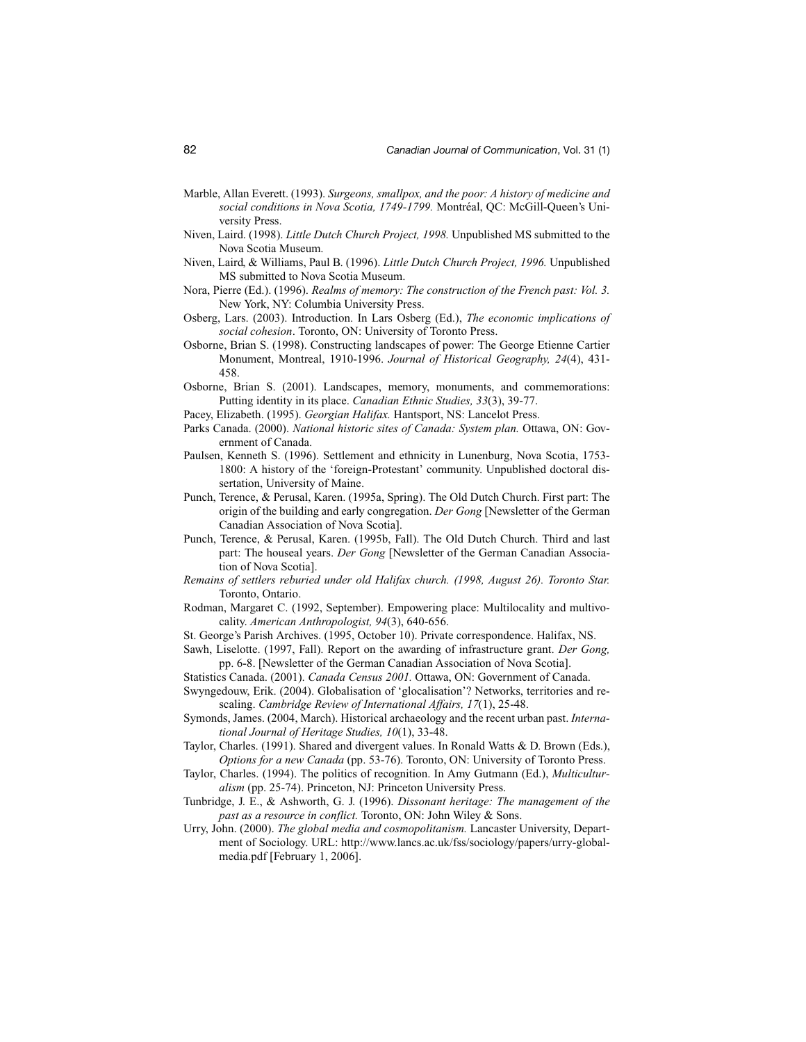Marble, Allan Everett. (1993). *Surgeons, smallpox, and the poor: A history of medicine and social conditions in Nova Scotia, 1749-1799.* Montréal, QC: McGill-Queen's University Press.

Niven, Laird. (1998). *Little Dutch Church Project, 1998.* Unpublished MS submitted to the Nova Scotia Museum.

Niven, Laird, & Williams, Paul B. (1996). *Little Dutch Church Project, 1996.* Unpublished MS submitted to Nova Scotia Museum.

Nora, Pierre (Ed.). (1996). *Realms of memory: The construction of the French past: Vol. 3.* New York, NY: Columbia University Press.

Osberg, Lars. (2003). Introduction. In Lars Osberg (Ed.), *The economic implications of social cohesion*. Toronto, ON: University of Toronto Press.

Osborne, Brian S. (1998). Constructing landscapes of power: The George Etienne Cartier Monument, Montreal, 1910-1996. *Journal of Historical Geography, 24*(4), 431-458.

Osborne, Brian S. (2001). Landscapes, memory, monuments, and commemorations: Putting identity in its place. *Canadian Ethnic Studies, 33*(3), 39-77.

Pacey, Elizabeth. (1995). *Georgian Halifax.* Hantsport, NS: Lancelot Press.

Parks Canada. (2000). *National historic sites of Canada: System plan.* Ottawa, ON: Government of Canada.

Paulsen, Kenneth S. (1996). Settlement and ethnicity in Lunenburg, Nova Scotia, 1753-1800: A history of the 'foreign-Protestant' community. Unpublished doctoral dissertation, University of Maine.

Punch, Terence, & Perusal, Karen. (1995a, Spring). The Old Dutch Church. First part: The origin of the building and early congregation. *Der Gong* [Newsletter of the German Canadian Association of Nova Scotia].

Punch, Terence, & Perusal, Karen. (1995b, Fall). The Old Dutch Church. Third and last part: The houseal years. *Der Gong* [Newsletter of the German Canadian Association of Nova Scotia].

*Remains of settlers reburied under old Halifax church. (1998, August 26). Toronto Star.* Toronto, Ontario.

Rodman, Margaret C. (1992, September). Empowering place: Multilocality and multivocality. *American Anthropologist, 94*(3), 640-656.

St. George's Parish Archives. (1995, October 10). Private correspondence. Halifax, NS.

Sawh, Liselotte. (1997, Fall). Report on the awarding of infrastructure grant. *Der Gong,* pp. 6-8. [Newsletter of the German Canadian Association of Nova Scotia].

Statistics Canada. (2001). *Canada Census 2001.* Ottawa, ON: Government of Canada.

Swyngedouw, Erik. (2004). Globalisation of 'glocalisation'? Networks, territories and rescaling. *Cambridge Review of International Affairs, 17*(1), 25-48.

Symonds, James. (2004, March). Historical archaeology and the recent urban past. *International Journal of Heritage Studies, 10*(1), 33-48.

Taylor, Charles. (1991). Shared and divergent values. In Ronald Watts & D. Brown (Eds.), *Options for a new Canada* (pp. 53-76). Toronto, ON: University of Toronto Press.

Taylor, Charles. (1994). The politics of recognition. In Amy Gutmann (Ed.), *Multiculturalism* (pp. 25-74). Princeton, NJ: Princeton University Press.

Tunbridge, J. E., & Ashworth, G. J. (1996). *Dissonant heritage: The management of the past as a resource in conflict.* Toronto, ON: John Wiley & Sons.

Urry, John. (2000). *The global media and cosmopolitanism.* Lancaster University, Department of Sociology. URL: http://www.lancs.ac.uk/fss/sociology/papers/urry-global-media.pdf [February 1, 2006].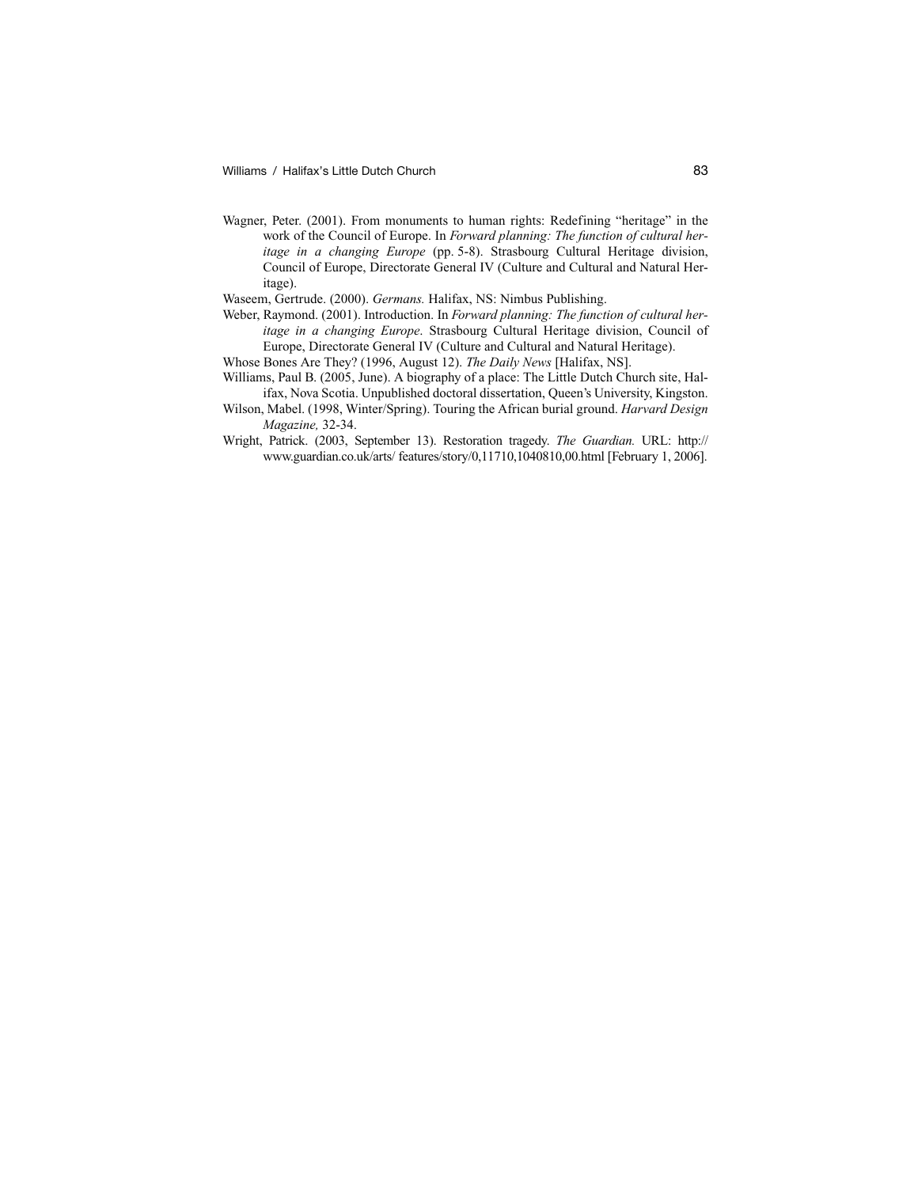Wagner, Peter. (2001). From monuments to human rights: Redefining "heritage" in the work of the Council of Europe. In *Forward planning: The function of cultural heritage in a changing Europe* (pp. 5-8). Strasbourg Cultural Heritage division, Council of Europe, Directorate General IV (Culture and Cultural and Natural Heritage).

Waseem, Gertrude. (2000). *Germans.* Halifax, NS: Nimbus Publishing.

Weber, Raymond. (2001). Introduction. In *Forward planning: The function of cultural heritage in a changing Europe*. Strasbourg Cultural Heritage division, Council of Europe, Directorate General IV (Culture and Cultural and Natural Heritage).

Whose Bones Are They? (1996, August 12). *The Daily News* [Halifax, NS].

Williams, Paul B. (2005, June). A biography of a place: The Little Dutch Church site, Halifax, Nova Scotia. Unpublished doctoral dissertation, Queen's University, Kingston.

Wilson, Mabel. (1998, Winter/Spring). Touring the African burial ground. *Harvard Design Magazine,* 32-34.

Wright, Patrick. (2003, September 13). Restoration tragedy. *The Guardian.* URL: http://www.guardian.co.uk/arts/ features/story/0,11710,1040810,00.html [February 1, 2006].